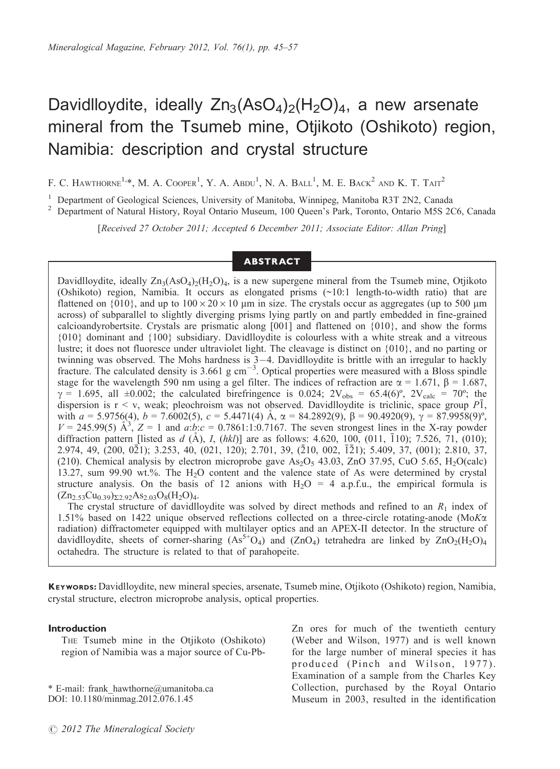# Davidlloydite, ideally $Zn_3(AsO_4)_2(H_2O)_4$, a new arsenate mineral from the Tsumeb mine, Otjikoto (Oshikoto) region, Namibia: description and crystal structure

F. C. Hawthorne[1,*], M. A. Cooper[1], Y. A. Abdu[1], N. A. Ball[1], M. E. Back[2] and K. T. Tait[2]

[1] Department of Geological Sciences, University of Manitoba, Winnipeg, Manitoba R3T 2N2, Canada
[2] Department of Natural History, Royal Ontario Museum, 100 Queen's Park, Toronto, Ontario M5S 2C6, Canada

*[Received 27 October 2011; Accepted 6 December 2011; Associate Editor: Allan Pring]*

## ABSTRACT

Davidlloydite, ideally $Zn_3(AsO_4)_2(H_2O)_4$, is a new supergene mineral from the Tsumeb mine, Otjikoto (Oshikoto) region, Namibia. It occurs as elongated prisms (~10:1 length-to-width ratio) that are flattened on {010}, and up to $100 \times 20 \times 10$ μm in size. The crystals occur as aggregates (up to 500 μm across) of subparallel to slightly diverging prisms lying partly on and partly embedded in fine-grained calcioandyrobertsite. Crystals are prismatic along [001] and flattened on {010}, and show the forms {010} dominant and {100} subsidiary. Davidlloydite is colourless with a white streak and a vitreous lustre; it does not fluoresce under ultraviolet light. The cleavage is distinct on {010}, and no parting or twinning was observed. The Mohs hardness is 3–4. Davidlloydite is brittle with an irregular to hackly fracture. The calculated density is 3.661 g $cm^{-3}$. Optical properties were measured with a Bloss spindle stage for the wavelength 590 nm using a gel filter. The indices of refraction are $\alpha$ = 1.671, $\beta$ = 1.687, $\gamma$ = 1.695, all ±0.002; the calculated birefringence is 0.024; $2V_{obs}$ = 65.4(6)º, $2V_{calc}$ = 70º; the dispersion is r < v, weak; pleochroism was not observed. Davidlloydite is triclinic, space group $P\bar{1}$, with *a* = 5.9756(4), *b* = 7.6002(5), *c* = 5.4471(4) Å, $\alpha$ = 84.2892(9), $\beta$ = 90.4920(9), $\gamma$ = 87.9958(9)º, *V* = 245.99(5) Å$^3$, *Z* = 1 and *a*:*b*:*c* = 0.7861:1:0.7167. The seven strongest lines in the X-ray powder diffraction pattern [listed as *d* (Å), *I*, (*hkl*)] are as follows: 4.620, 100, (011, $\bar{1}$10); 7.526, 71, (010); 2.974, 49, (200, 0$\bar{2}$1); 3.253, 40, (021, 120); 2.701, 39, ($\bar{2}$10, 002, $\bar{1}\bar{2}$1); 5.409, 37, (001); 2.810, 37, (210). Chemical analysis by electron microprobe gave $As_2O_5$ 43.03, ZnO 37.95, CuO 5.65, $H_2O$(calc) 13.27, sum 99.90 wt.%. The $H_2O$ content and the valence state of As were determined by crystal structure analysis. On the basis of 12 anions with $H_2O$ = 4 a.p.f.u., the empirical formula is $(Zn_{2.53}Cu_{0.39})_{\Sigma 2.92}As_{2.03}O_8(H_2O)_4$.

The crystal structure of davidlloydite was solved by direct methods and refined to an $R_1$ index of 1.51% based on 1422 unique observed reflections collected on a three-circle rotating-anode (Mo$K\alpha$ radiation) diffractometer equipped with multilayer optics and an APEX-II detector. In the structure of davidlloydite, sheets of corner-sharing $(As^{5+}O_4)$ and $(ZnO_4)$ tetrahedra are linked by $ZnO_2(H_2O)_4$ octahedra. The structure is related to that of parahopeite.

**Keywords:** Davidlloydite, new mineral species, arsenate, Tsumeb mine, Otjikoto (Oshikoto) region, Namibia, crystal structure, electron microprobe analysis, optical properties.

## Introduction

The Tsumeb mine in the Otjikoto (Oshikoto) region of Namibia was a major source of Cu-Pb-Zn ores for much of the twentieth century (Weber and Wilson, 1977) and is well known for the large number of mineral species it has produced (Pinch and Wilson, 1977). Examination of a sample from the Charles Key Collection, purchased by the Royal Ontario Museum in 2003, resulted in the identification

\* E-mail: frank_hawthorne@umanitoba.ca
DOI: 10.1180/minmag.2012.076.1.45

© 2012 The Mineralogical Society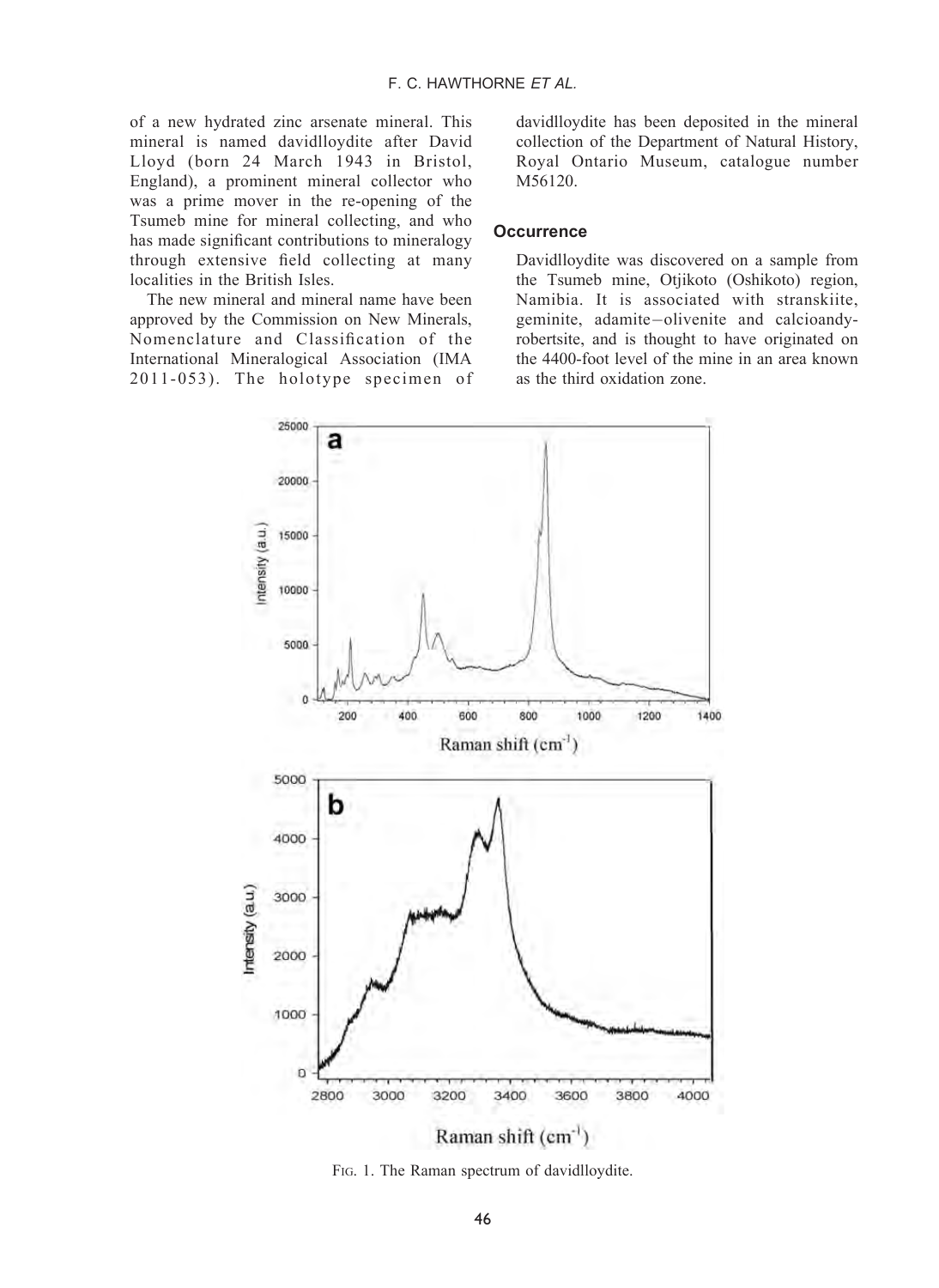of a new hydrated zinc arsenate mineral. This mineral is named davidlloydite after David Lloyd (born 24 March 1943 in Bristol, England), a prominent mineral collector who was a prime mover in the re-opening of the Tsumeb mine for mineral collecting, and who has made significant contributions to mineralogy through extensive field collecting at many localities in the British Isles.

The new mineral and mineral name have been approved by the Commission on New Minerals, Nomenclature and Classification of the International Mineralogical Association (IMA 2011-053). The holotype specimen of davidlloydite has been deposited in the mineral collection of the Department of Natural History, Royal Ontario Museum, catalogue number M56120.

## Occurrence

Davidlloydite was discovered on a sample from the Tsumeb mine, Otjikoto (Oshikoto) region, Namibia. It is associated with stranskiite, geminite, adamite–olivenite and calcioandyrobertsite, and is thought to have originated on the 4400-foot level of the mine in an area known as the third oxidation zone.

FIG. 1. The Raman spectrum of davidlloydite.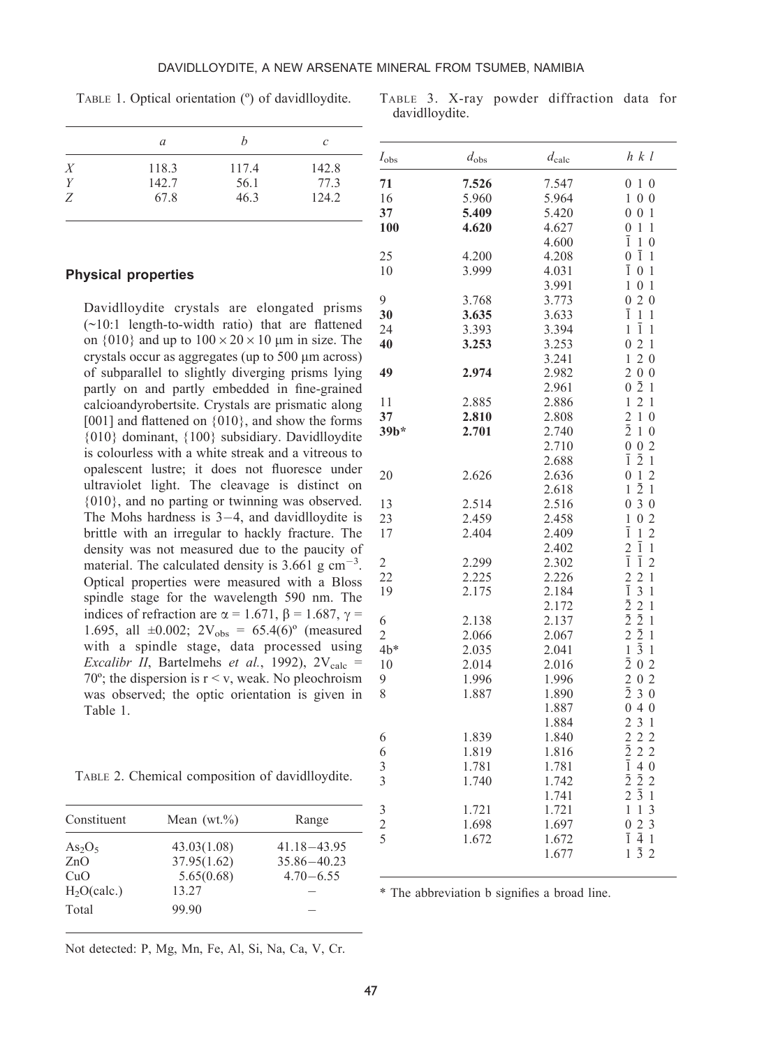TABLE 1. Optical orientation (º) of davidlloydite.

| | *a* | *b* | *c* |
|---|---|---|---|
| *X* | 118.3 | 117.4 | 142.8 |
| *Y* | 142.7 | 56.1 | 77.3 |
| *Z* | 67.8 | 46.3 | 124.2 |

## Physical properties

Davidlloydite crystals are elongated prisms (~10:1 length-to-width ratio) that are flattened on {010} and up to 100 × 20 × 10 μm in size. The crystals occur as aggregates (up to 500 μm across) of subparallel to slightly diverging prisms lying partly on and partly embedded in fine-grained calcioandyrobertsite. Crystals are prismatic along [001] and flattened on {010}, and show the forms {010} dominant, {100} subsidiary. Davidlloydite is colourless with a white streak and a vitreous to opalescent lustre; it does not fluoresce under ultraviolet light. The cleavage is distinct on {010}, and no parting or twinning was observed. The Mohs hardness is 3–4, and davidlloydite is brittle with an irregular to hackly fracture. The density was not measured due to the paucity of material. The calculated density is 3.661 g cm$^{-3}$. Optical properties were measured with a Bloss spindle stage for the wavelength 590 nm. The indices of refraction are $\alpha$ = 1.671, $\beta$ = 1.687, $\gamma$ = 1.695, all ±0.002; $2V_{obs}$ = 65.4(6)º (measured with a spindle stage, data processed using *Excalibr II*, Bartelmehs *et al.*, 1992), $2V_{calc}$ = 70º; the dispersion is r < v, weak. No pleochroism was observed; the optic orientation is given in Table 1.

TABLE 2. Chemical composition of davidlloydite.

| Constituent | Mean (wt.%) | Range |
|---|---|---|
| $As_2O_5$ | 43.03(1.08) | 41.18–43.95 |
| ZnO | 37.95(1.62) | 35.86–40.23 |
| CuO | 5.65(0.68) | 4.70–6.55 |
| $H_2O$(calc.) | 13.27 | – |
| Total | 99.90 | – |

Not detected: P, Mg, Mn, Fe, Al, Si, Na, Ca, V, Cr.

TABLE 3. X-ray powder diffraction data for davidlloydite.

| $I_{obs}$ | $d_{obs}$ | $d_{calc}$ | *h k l* |
|---|---|---|---|
| **71** | **7.526** | 7.547 | 0 1 0 |
| 16 | 5.960 | 5.964 | 1 0 0 |
| **37** | **5.409** | 5.420 | 0 0 1 |
| **100** | **4.620** | 4.627 | 0 1 1 |
| | | 4.600 | $\bar{1}$ 1 0 |
| 25 | 4.200 | 4.208 | 0 $\bar{1}$ 1 |
| 10 | 3.999 | 4.031 | $\bar{1}$ 0 1 |
| | | 3.991 | 1 0 1 |
| 9 | 3.768 | 3.773 | 0 2 0 |
| **30** | **3.635** | 3.633 | $\bar{1}$ 1 1 |
| 24 | 3.393 | 3.394 | 1 $\bar{1}$ 1 |
| **40** | **3.253** | 3.253 | 0 2 1 |
| | | 3.241 | 1 2 0 |
| **49** | **2.974** | 2.982 | 2 0 0 |
| | | 2.961 | 0 $\bar{2}$ 1 |
| 11 | 2.885 | 2.886 | 1 2 1 |
| **37** | **2.810** | 2.808 | 2 1 0 |
| **39b*** | **2.701** | 2.740 | $\bar{2}$ 1 0 |
| | | 2.710 | 0 0 2 |
| | | 2.688 | $\bar{1}$ $\bar{2}$ 1 |
| 20 | 2.626 | 2.636 | 0 1 2 |
| | | 2.618 | 1 $\bar{2}$ 1 |
| 13 | 2.514 | 2.516 | 0 3 0 |
| 23 | 2.459 | 2.458 | 1 0 2 |
| 17 | 2.404 | 2.409 | $\bar{1}$ 1 2 |
| | | 2.402 | 2 $\bar{1}$ 1 |
| 2 | 2.299 | 2.302 | $\bar{1}$ $\bar{1}$ 2 |
| 22 | 2.225 | 2.226 | 2 2 1 |
| 19 | 2.175 | 2.184 | $\bar{1}$ 3 1 |
| | | 2.172 | $\bar{2}$ 2 1 |
| 6 | 2.138 | 2.137 | $\bar{2}$ $\bar{2}$ 1 |
| 2 | 2.066 | 2.067 | 2 $\bar{2}$ 1 |
| 4b* | 2.035 | 2.041 | 1 $\bar{3}$ 1 |
| 10 | 2.014 | 2.016 | $\bar{2}$ 0 2 |
| 9 | 1.996 | 1.996 | 2 0 2 |
| 8 | 1.887 | 1.890 | $\bar{2}$ 3 0 |
| | | 1.887 | 0 4 0 |
| | | 1.884 | 2 3 1 |
| 6 | 1.839 | 1.840 | 2 2 2 |
| 6 | 1.819 | 1.816 | $\bar{2}$ 2 2 |
| 3 | 1.781 | 1.781 | $\bar{1}$ 4 0 |
| 3 | 1.740 | 1.742 | $\bar{2}$ $\bar{2}$ 2 |
| | | 1.741 | 2 $\bar{3}$ 1 |
| 3 | 1.721 | 1.721 | 1 1 3 |
| 2 | 1.698 | 1.697 | 0 2 3 |
| 5 | 1.672 | 1.672 | $\bar{1}$ $\bar{4}$ 1 |
| | | 1.677 | 1 $\bar{3}$ 2 |

\* The abbreviation b signifies a broad line.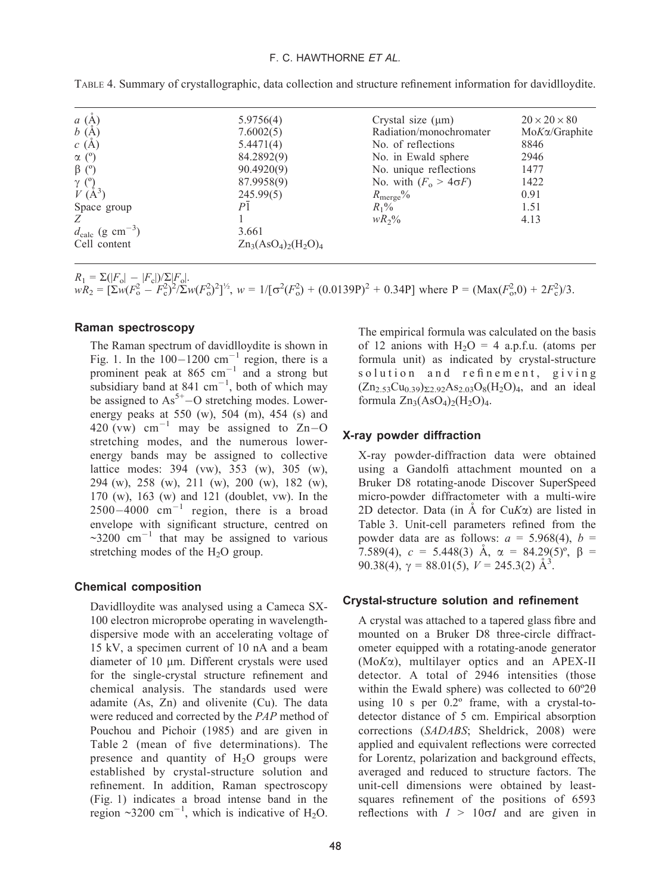TABLE 4. Summary of crystallographic, data collection and structure refinement information for davidlloydite.

| | | | |
|---|---|---|---|
| $a$ (Å) | 5.9756(4) | Crystal size (μm) | $20 \times 20 \times 80$ |
| $b$ (Å) | 7.6002(5) | Radiation/monochromater | Mo$K\alpha$/Graphite |
| $c$ (Å) | 5.4471(4) | No. of reflections | 8846 |
| $\alpha$ (º) | 84.2892(9) | No. in Ewald sphere | 2946 |
| $\beta$ (º) | 90.4920(9) | No. unique reflections | 1477 |
| $\gamma$ (º) | 87.9958(9) | No. with ($F_o > 4\sigma F$) | 1422 |
| $V$ (Å$^3$) | 245.99(5) | $R_{merge}$% | 0.91 |
| Space group | $P\bar{1}$ | $R_1$% | 1.51 |
| $Z$ | 1 | $wR_2$% | 4.13 |
| $d_{calc}$ (g cm$^{-3}$) | 3.661 | | |
| Cell content | $Zn_3(AsO_4)_2(H_2O)_4$ | | |

$R_1 = \Sigma(|F_o| - |F_c|)/\Sigma|F_o|$.
$wR_2 = [\Sigma w(F_o^2 - F_c^2)^2/\Sigma w(F_o^2)^2]^{½}$, $w = 1/[\sigma^2(F_o^2) + (0.0139P)^2 + 0.34P]$ where $P = (\text{Max}(F_o^2,0) + 2F_c^2)/3$.

## Raman spectroscopy

The Raman spectrum of davidlloydite is shown in Fig. 1. In the 100–1200 cm$^{-1}$ region, there is a prominent peak at 865 cm$^{-1}$ and a strong but subsidiary band at 841 cm$^{-1}$, both of which may be assigned to $As^{5+}$–O stretching modes. Lower-energy peaks at 550 (w), 504 (m), 454 (s) and 420 (vw) cm$^{-1}$ may be assigned to Zn–O stretching modes, and the numerous lower-energy bands may be assigned to collective lattice modes: 394 (vw), 353 (w), 305 (w), 294 (w), 258 (w), 211 (w), 200 (w), 182 (w), 170 (w), 163 (w) and 121 (doublet, vw). In the 2500–4000 cm$^{-1}$ region, there is a broad envelope with significant structure, centred on ~3200 cm$^{-1}$ that may be assigned to various stretching modes of the $H_2O$ group.

## Chemical composition

Davidlloydite was analysed using a Cameca SX-100 electron microprobe operating in wavelength-dispersive mode with an accelerating voltage of 15 kV, a specimen current of 10 nA and a beam diameter of 10 μm. Different crystals were used for the single-crystal structure refinement and chemical analysis. The standards used were adamite (As, Zn) and olivenite (Cu). The data were reduced and corrected by the *PAP* method of Pouchou and Pichoir (1985) and are given in Table 2 (mean of five determinations). The presence and quantity of $H_2O$ groups were established by crystal-structure solution and refinement. In addition, Raman spectroscopy (Fig. 1) indicates a broad intense band in the region ~3200 cm$^{-1}$, which is indicative of $H_2O$. The empirical formula was calculated on the basis of 12 anions with $H_2O$ = 4 a.p.f.u. (atoms per formula unit) as indicated by crystal-structure solution and refinement, giving $(Zn_{2.53}Cu_{0.39})_{\Sigma 2.92}As_{2.03}O_8(H_2O)_4$, and an ideal formula $Zn_3(AsO_4)_2(H_2O)_4$.

## X-ray powder diffraction

X-ray powder-diffraction data were obtained using a Gandolfi attachment mounted on a Bruker D8 rotating-anode Discover SuperSpeed micro-powder diffractometer with a multi-wire 2D detector. Data (in Å for Cu$K\alpha$) are listed in Table 3. Unit-cell parameters refined from the powder data are as follows: $a$ = 5.968(4), $b$ = 7.589(4), $c$ = 5.448(3) Å, $\alpha$ = 84.29(5)º, $\beta$ = 90.38(4), $\gamma$ = 88.01(5), $V$ = 245.3(2) Å$^3$.

## Crystal-structure solution and refinement

A crystal was attached to a tapered glass fibre and mounted on a Bruker D8 three-circle diffractometer equipped with a rotating-anode generator (Mo$K\alpha$), multilayer optics and an APEX-II detector. A total of 2946 intensities (those within the Ewald sphere) was collected to 60º2θ using 10 s per 0.2º frame, with a crystal-to-detector distance of 5 cm. Empirical absorption corrections (*SADABS*; Sheldrick, 2008) were applied and equivalent reflections were corrected for Lorentz, polarization and background effects, averaged and reduced to structure factors. The unit-cell dimensions were obtained by least-squares refinement of the positions of 6593 reflections with $I > 10\sigma I$ and are given in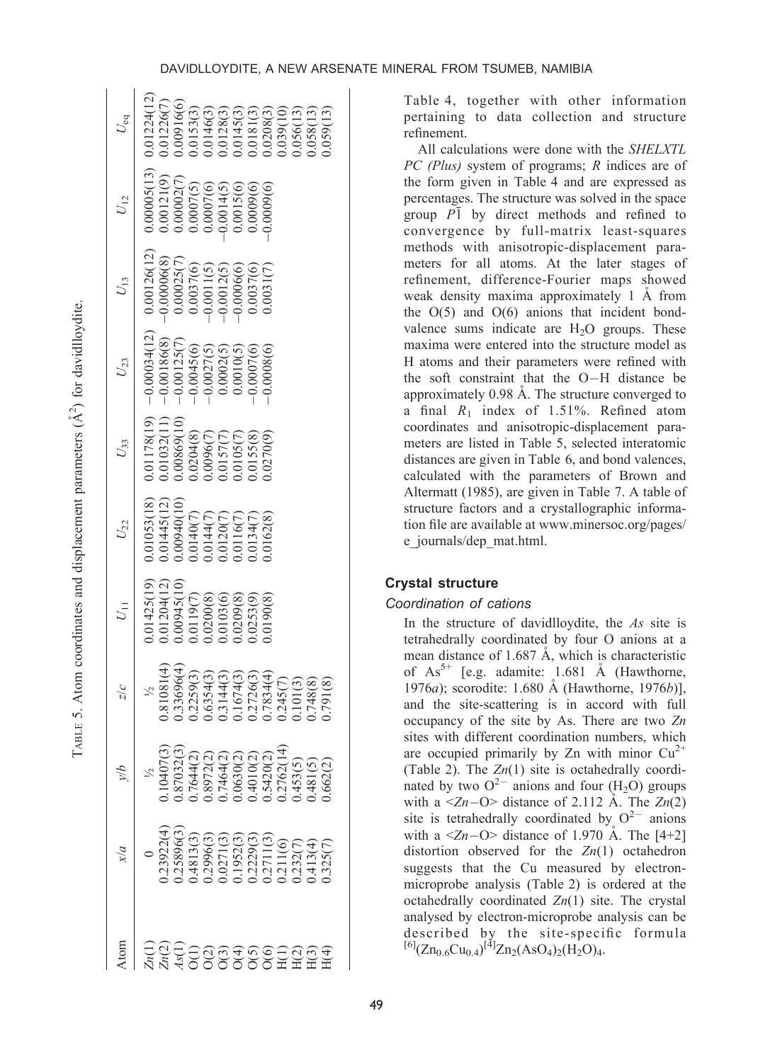TABLE 5. Atom coordinates and displacement parameters (Å$^2$) for davidlloydite.

| Atom | x/a | y/b | z/c | $U_{11}$ | $U_{22}$ | $U_{33}$ | $U_{23}$ | $U_{13}$ | $U_{12}$ | $U_{eq}$ |
|---|---|---|---|---|---|---|---|---|---|---|
| Zn(1) | 0 | ½ | ½ | 0.01425(19) | 0.01053(18) | 0.01178(19) | −0.00034(12) | 0.00126(12) | 0.00005(13) | 0.01224(12) |
| Zn(2) | 0.23922(4) | 0.10407(3) | 0.81081(4) | 0.01204(12) | 0.01445(12) | 0.01032(11) | −0.00186(8) | −0.00006(8) | 0.00121(9) | 0.01226(7) |
| As(1) | 0.25896(3) | 0.87032(3) | 0.33696(4) | 0.00945(10) | 0.00940(10) | 0.00869(10) | −0.00125(7) | 0.00025(7) | 0.00002(7) | 0.00916(6) |
| O(1) | 0.4813(3) | 0.7644(2) | 0.2259(3) | 0.0119(7) | 0.0140(7) | 0.0204(8) | −0.0045(6) | 0.0037(6) | 0.0007(5) | 0.0153(3) |
| O(2) | 0.2996(3) | 0.8972(2) | 0.6354(3) | 0.0200(8) | 0.0144(7) | 0.0096(7) | −0.0027(5) | −0.0011(5) | 0.0007(6) | 0.0146(3) |
| O(3) | 0.0271(3) | 0.7464(2) | 0.3144(3) | 0.0103(6) | 0.0120(7) | 0.0157(7) | 0.0002(5) | −0.0012(5) | −0.0014(5) | 0.0128(3) |
| O(4) | 0.1952(3) | 0.0630(2) | 0.1674(3) | 0.0209(8) | 0.0116(7) | 0.0105(7) | 0.0010(5) | −0.0006(6) | 0.0015(6) | 0.0145(3) |
| O(5) | 0.2229(3) | 0.4010(2) | 0.2726(3) | 0.0253(9) | 0.0134(7) | 0.0155(8) | −0.0007(6) | 0.0037(6) | 0.0009(6) | 0.0181(3) |
| O(6) | 0.2711(3) | 0.5420(2) | 0.7834(4) | 0.0190(8) | 0.0162(8) | 0.0270(9) | −0.0008(6) | 0.0031(7) | −0.0009(6) | 0.0208(3) |
| H(1) | 0.211(6) | 0.2762(14) | 0.245(7) | | | | | | | 0.039(10) |
| H(2) | 0.232(7) | 0.453(5) | 0.101(3) | | | | | | | 0.056(13) |
| H(3) | 0.413(4) | 0.481(5) | 0.748(8) | | | | | | | 0.058(13) |
| H(4) | 0.325(7) | 0.662(2) | 0.791(8) | | | | | | | 0.059(13) |

Table 4, together with other information pertaining to data collection and structure refinement.

All calculations were done with the *SHELXTL PC (Plus)* system of programs; *R* indices are of the form given in Table 4 and are expressed as percentages. The structure was solved in the space group $P\bar{1}$ by direct methods and refined to convergence by full-matrix least-squares methods with anisotropic-displacement parameters for all atoms. At the later stages of refinement, difference-Fourier maps showed weak density maxima approximately 1 Å from the O(5) and O(6) anions that incident bond-valence sums indicate are $H_2O$ groups. These maxima were entered into the structure model as H atoms and their parameters were refined with the soft constraint that the O−H distance be approximately 0.98 Å. The structure converged to a final $R_1$ index of 1.51%. Refined atom coordinates and anisotropic-displacement parameters are listed in Table 5, selected interatomic distances are given in Table 6, and bond valences, calculated with the parameters of Brown and Altermatt (1985), are given in Table 7. A table of structure factors and a crystallographic information file are available at www.minersoc.org/pages/e_journals/dep_mat.html.

## Crystal structure

### Coordination of cations

In the structure of davidlloydite, the *As* site is tetrahedrally coordinated by four O anions at a mean distance of 1.687 Å, which is characteristic of $As^{5+}$ [e.g. adamite: 1.681 Å (Hawthorne, 1976*a*); scorodite: 1.680 Å (Hawthorne, 1976*b*)], and the site-scattering is in accord with full occupancy of the site by As. There are two *Zn* sites with different coordination numbers, which are occupied primarily by Zn with minor $Cu^{2+}$ (Table 2). The *Zn*(1) site is octahedrally coordinated by two $O^{2-}$ anions and four $(H_2O)$ groups with a <*Zn*−O> distance of 2.112 Å. The *Zn*(2) site is tetrahedrally coordinated by $O^{2-}$ anions with a <*Zn*−O> distance of 1.970 Å. The [4+2] distortion observed for the *Zn*(1) octahedron suggests that the Cu measured by electron-microprobe analysis (Table 2) is ordered at the octahedrally coordinated *Zn*(1) site. The crystal analysed by electron-microprobe analysis can be described by the site-specific formula $^{[6]}(Zn_{0.6}Cu_{0.4})^{[4]}Zn_2(AsO_4)_2(H_2O)_4$.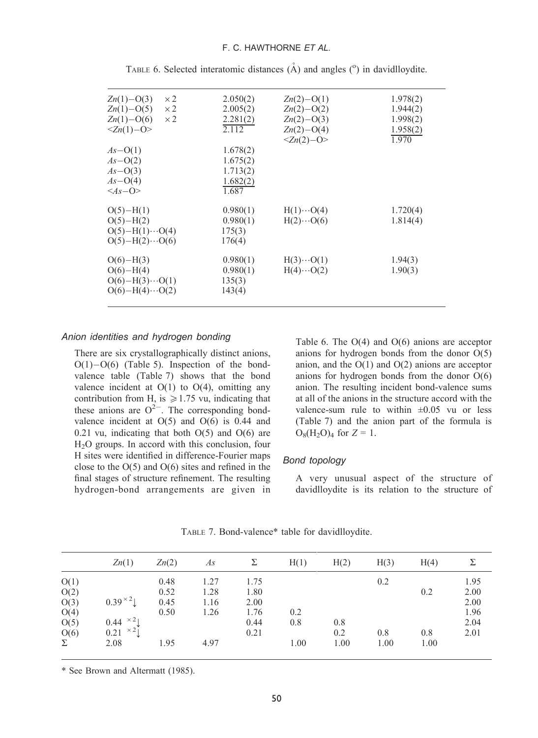TABLE 6. Selected interatomic distances (Å) and angles (°) in davidlloydite.

| | | | |
|---|---|---|---|
| *Zn*(1)–O(3) ×2 | 2.050(2) | *Zn*(2)–O(1) | 1.978(2) |
| *Zn*(1)–O(5) ×2 | 2.005(2) | *Zn*(2)–O(2) | 1.944(2) |
| *Zn*(1)–O(6) ×2 | 2.281(2) | *Zn*(2)–O(3) | 1.998(2) |
| <*Zn*(1)–O> | 2.112 | *Zn*(2)–O(4) | 1.958(2) |
| | | <*Zn*(2)–O> | 1.970 |
| *As*–O(1) | 1.678(2) | | |
| *As*–O(2) | 1.675(2) | | |
| *As*–O(3) | 1.713(2) | | |
| *As*–O(4) | 1.682(2) | | |
| <*As*–O> | 1.687 | | |
| O(5)–H(1) | 0.980(1) | H(1)···O(4) | 1.720(4) |
| O(5)–H(2) | 0.980(1) | H(2)···O(6) | 1.814(4) |
| O(5)–H(1)···O(4) | 175(3) | | |
| O(5)–H(2)···O(6) | 176(4) | | |
| O(6)–H(3) | 0.980(1) | H(3)···O(1) | 1.94(3) |
| O(6)–H(4) | 0.980(1) | H(4)···O(2) | 1.90(3) |
| O(6)–H(3)···O(1) | 135(3) | | |
| O(6)–H(4)···O(2) | 143(4) | | |

### *Anion identities and hydrogen bonding*

There are six crystallographically distinct anions, O(1)–O(6) (Table 5). Inspection of the bond-valence table (Table 7) shows that the bond valence incident at O(1) to O(4), omitting any contribution from H, is ≥1.75 vu, indicating that these anions are $O^{2-}$. The corresponding bond-valence incident at O(5) and O(6) is 0.44 and 0.21 vu, indicating that both O(5) and O(6) are $H_2O$ groups. In accord with this conclusion, four H sites were identified in difference-Fourier maps close to the O(5) and O(6) sites and refined in the final stages of structure refinement. The resulting hydrogen-bond arrangements are given in Table 6. The O(4) and O(6) anions are acceptor anions for hydrogen bonds from the donor O(5) anion, and the O(1) and O(2) anions are acceptor anions for hydrogen bonds from the donor O(6) anion. The resulting incident bond-valence sums at all of the anions in the structure accord with the valence-sum rule to within ±0.05 vu or less (Table 7) and the anion part of the formula is $O_8(H_2O)_4$ for $Z = 1$.

### *Bond topology*

A very unusual aspect of the structure of davidlloydite is its relation to the structure of

TABLE 7. Bond-valence* table for davidlloydite.

| | *Zn*(1) | *Zn*(2) | *As* | Σ | H(1) | H(2) | H(3) | H(4) | Σ |
|---|---|---|---|---|---|---|---|---|---|
| O(1) | | 0.48 | 1.27 | 1.75 | | | 0.2 | | 1.95 |
| O(2) | | 0.52 | 1.28 | 1.80 | | | | 0.2 | 2.00 |
| O(3) | $0.39^{\times 2}\downarrow$ | 0.45 | 1.16 | 2.00 | | | | | 2.00 |
| O(4) | | 0.50 | 1.26 | 1.76 | 0.2 | | | | 1.96 |
| O(5) | $0.44^{\times 2}\downarrow$ | | | 0.44 | 0.8 | 0.8 | | | 2.04 |
| O(6) | $0.21^{\times 2}\downarrow$ | | | 0.21 | | 0.2 | 0.8 | 0.8 | 2.01 |
| Σ | 2.08 | 1.95 | 4.97 | | 1.00 | 1.00 | 1.00 | 1.00 | |

* See Brown and Altermatt (1985).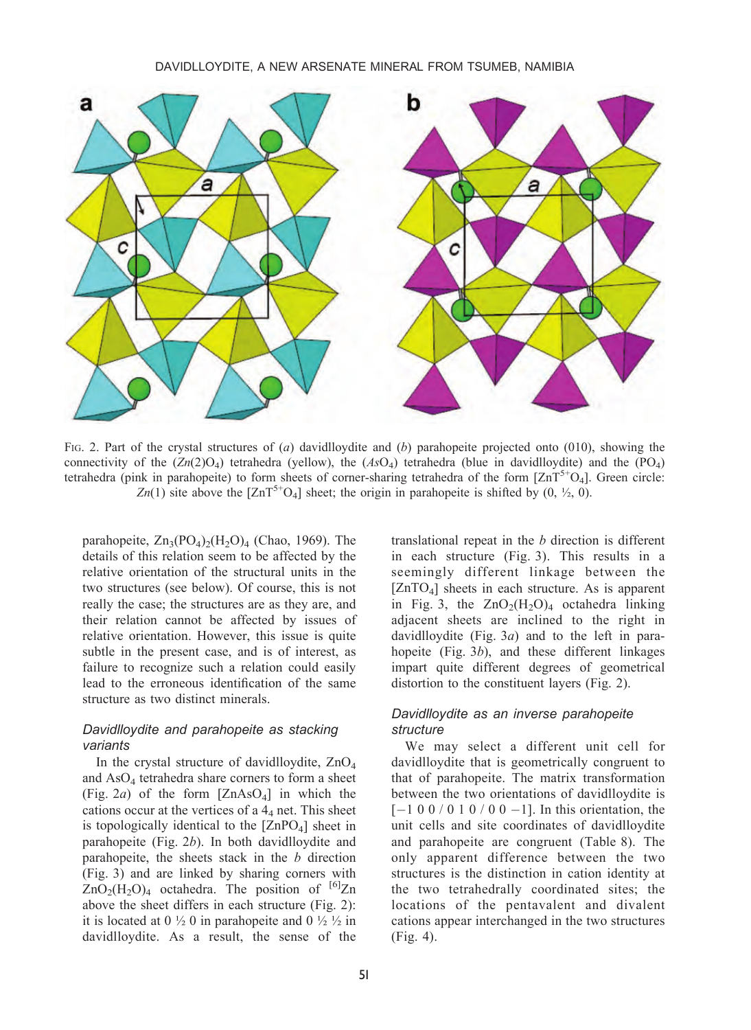FIG. 2. Part of the crystal structures of (*a*) davidlloydite and (*b*) parahopeite projected onto (010), showing the connectivity of the ($Zn(2)O_4$) tetrahedra (yellow), the ($AsO_4$) tetrahedra (blue in davidlloydite) and the ($PO_4$) tetrahedra (pink in parahopeite) to form sheets of corner-sharing tetrahedra of the form [$ZnT^{5+}O_4$]. Green circle: *Zn*(1) site above the [$ZnT^{5+}O_4$] sheet; the origin in parahopeite is shifted by (0, ½, 0).

parahopeite, $Zn_3(PO_4)_2(H_2O)_4$ (Chao, 1969). The details of this relation seem to be affected by the relative orientation of the structural units in the two structures (see below). Of course, this is not really the case; the structures are as they are, and their relation cannot be affected by issues of relative orientation. However, this issue is quite subtle in the present case, and is of interest, as failure to recognize such a relation could easily lead to the erroneous identification of the same structure as two distinct minerals.

### *Davidlloydite and parahopeite as stacking variants*

In the crystal structure of davidlloydite, $ZnO_4$ and $AsO_4$ tetrahedra share corners to form a sheet (Fig. 2*a*) of the form [$ZnAsO_4$] in which the cations occur at the vertices of a $4_4$ net. This sheet is topologically identical to the [$ZnPO_4$] sheet in parahopeite (Fig. 2*b*). In both davidlloydite and parahopeite, the sheets stack in the *b* direction (Fig. 3) and are linked by sharing corners with $ZnO_2(H_2O)_4$ octahedra. The position of $^{[6]}$Zn above the sheet differs in each structure (Fig. 2): it is located at 0 ½ 0 in parahopeite and 0 ½ ½ in davidlloydite. As a result, the sense of the translational repeat in the *b* direction is different in each structure (Fig. 3). This results in a seemingly different linkage between the [$ZnTO_4$] sheets in each structure. As is apparent in Fig. 3, the $ZnO_2(H_2O)_4$ octahedra linking adjacent sheets are inclined to the right in davidlloydite (Fig. 3*a*) and to the left in parahopeite (Fig. 3*b*), and these different linkages impart quite different degrees of geometrical distortion to the constituent layers (Fig. 2).

### *Davidlloydite as an inverse parahopeite structure*

We may select a different unit cell for davidlloydite that is geometrically congruent to that of parahopeite. The matrix transformation between the two orientations of davidlloydite is [−1 0 0 / 0 1 0 / 0 0 −1]. In this orientation, the unit cells and site coordinates of davidlloydite and parahopeite are congruent (Table 8). The only apparent difference between the two structures is the distinction in cation identity at the two tetrahedrally coordinated sites; the locations of the pentavalent and divalent cations appear interchanged in the two structures (Fig. 4).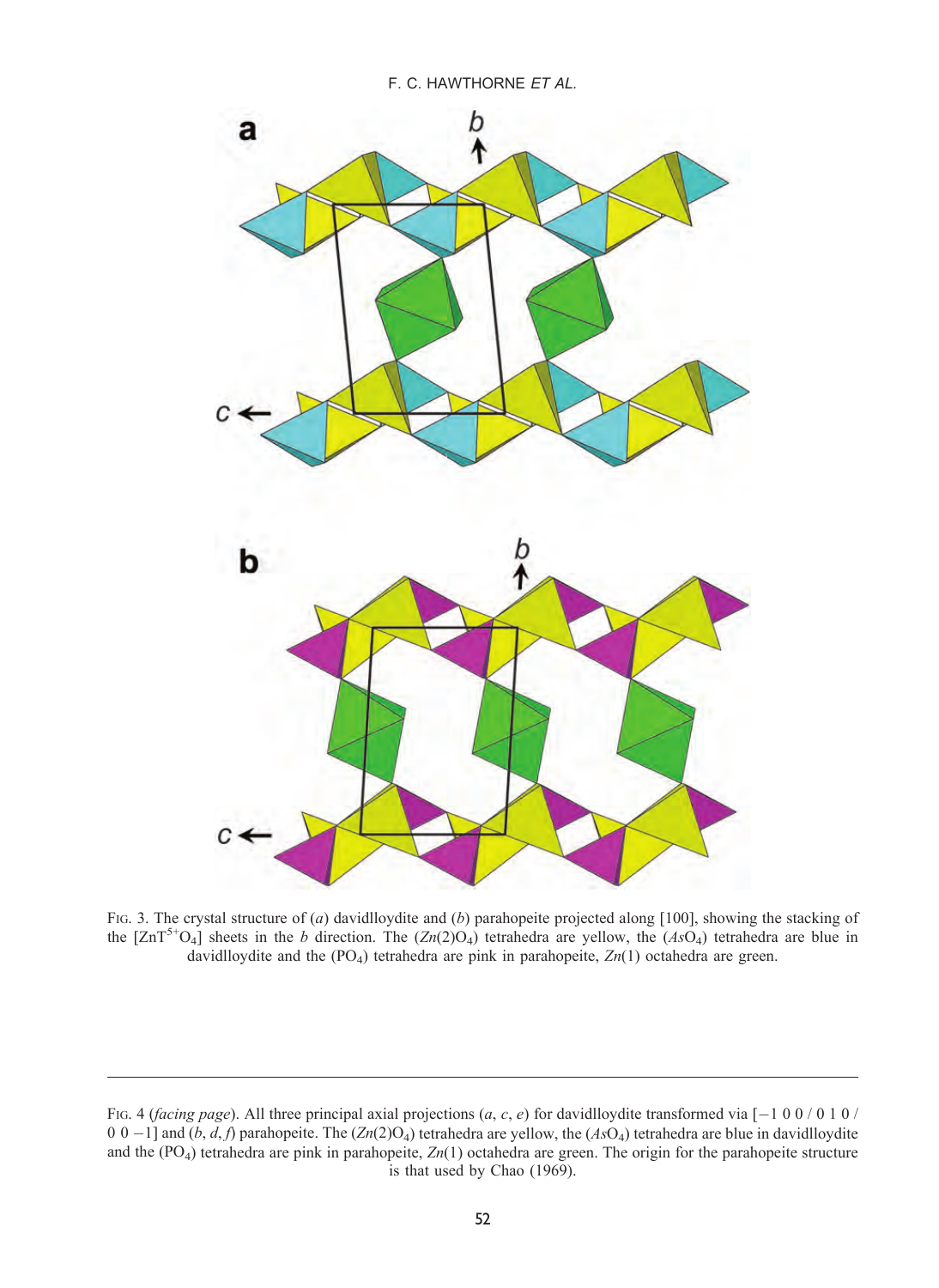FIG. 3. The crystal structure of (*a*) davidlloydite and (*b*) parahopeite projected along [100], showing the stacking of the $[ZnT^{5+}O_4]$ sheets in the *b* direction. The $(Zn(2)O_4)$ tetrahedra are yellow, the $(AsO_4)$ tetrahedra are blue in davidlloydite and the $(PO_4)$ tetrahedra are pink in parahopeite, *Zn*(1) octahedra are green.

FIG. 4 (*facing page*). All three principal axial projections (*a*, *c*, *e*) for davidlloydite transformed via [−1 0 0 / 0 1 0 / 0 0 −1] and (*b*, *d*, *f*) parahopeite. The $(Zn(2)O_4)$ tetrahedra are yellow, the $(AsO_4)$ tetrahedra are blue in davidlloydite and the $(PO_4)$ tetrahedra are pink in parahopeite, *Zn*(1) octahedra are green. The origin for the parahopeite structure is that used by Chao (1969).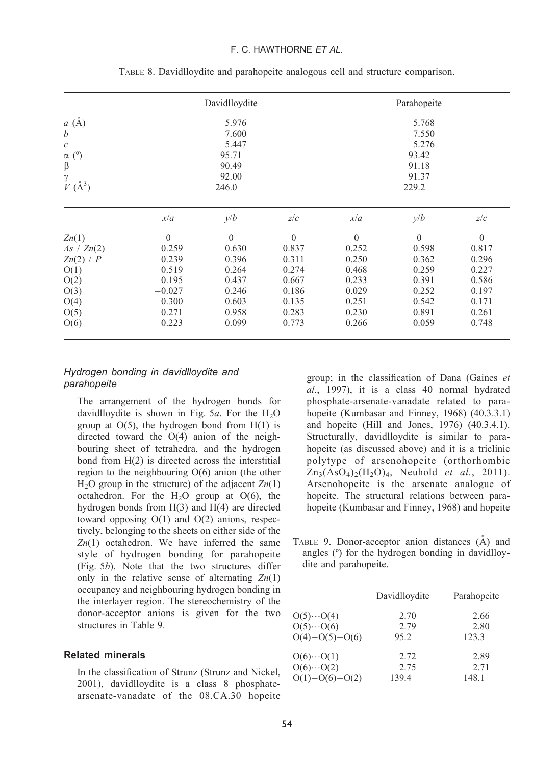TABLE 8. Davidlloydite and parahopeite analogous cell and structure comparison.

| | Davidlloydite | | | Parahopeite | | |
|---|---|---|---|---|---|---|
| $a$ (Å) | 5.976 | | | 5.768 | | |
| $b$ | 7.600 | | | 7.550 | | |
| $c$ | 5.447 | | | 5.276 | | |
| $\alpha$ (º) | 95.71 | | | 93.42 | | |
| $\beta$ | 90.49 | | | 91.18 | | |
| $\gamma$ | 92.00 | | | 91.37 | | |
| $V$ (Å$^3$) | 246.0 | | | 229.2 | | |
| | $x/a$ | $y/b$ | $z/c$ | $x/a$ | $y/b$ | $z/c$ |
| *Zn*(1) | 0 | 0 | 0 | 0 | 0 | 0 |
| *As* / *Zn*(2) | 0.259 | 0.630 | 0.837 | 0.252 | 0.598 | 0.817 |
| *Zn*(2) / *P* | 0.239 | 0.396 | 0.311 | 0.250 | 0.362 | 0.296 |
| O(1) | 0.519 | 0.264 | 0.274 | 0.468 | 0.259 | 0.227 |
| O(2) | 0.195 | 0.437 | 0.667 | 0.233 | 0.391 | 0.586 |
| O(3) | −0.027 | 0.246 | 0.186 | 0.029 | 0.252 | 0.197 |
| O(4) | 0.300 | 0.603 | 0.135 | 0.251 | 0.542 | 0.171 |
| O(5) | 0.271 | 0.958 | 0.283 | 0.230 | 0.891 | 0.261 |
| O(6) | 0.223 | 0.099 | 0.773 | 0.266 | 0.059 | 0.748 |

### *Hydrogen bonding in davidlloydite and parahopeite*

The arrangement of the hydrogen bonds for davidlloydite is shown in Fig. 5*a*. For the $H_2O$ group at O(5), the hydrogen bond from H(1) is directed toward the O(4) anion of the neighbouring sheet of tetrahedra, and the hydrogen bond from H(2) is directed across the interstitial region to the neighbouring O(6) anion (the other $H_2O$ group in the structure) of the adjacent *Zn*(1) octahedron. For the $H_2O$ group at O(6), the hydrogen bonds from H(3) and H(4) are directed toward opposing O(1) and O(2) anions, respectively, belonging to the sheets on either side of the *Zn*(1) octahedron. We have inferred the same style of hydrogen bonding for parahopeite (Fig. 5*b*). Note that the two structures differ only in the relative sense of alternating *Zn*(1) occupancy and neighbouring hydrogen bonding in the interlayer region. The stereochemistry of the donor-acceptor anions is given for the two structures in Table 9.

## Related minerals

In the classification of Strunz (Strunz and Nickel, 2001), davidlloydite is a class 8 phosphate-arsenate-vanadate of the 08.CA.30 hopeite group; in the classification of Dana (Gaines *et al.*, 1997), it is a class 40 normal hydrated phosphate-arsenate-vanadate related to parahopeite (Kumbasar and Finney, 1968) (40.3.3.1) and hopeite (Hill and Jones, 1976) (40.3.4.1). Structurally, davidlloydite is similar to parahopeite (as discussed above) and it is a triclinic polytype of arsenohopeite (orthorhombic $Zn_3(AsO_4)_2(H_2O)_4$, Neuhold *et al.*, 2011). Arsenohopeite is the arsenate analogue of hopeite. The structural relations between parahopeite (Kumbasar and Finney, 1968) and hopeite

TABLE 9. Donor-acceptor anion distances (Å) and angles (º) for the hydrogen bonding in davidlloydite and parahopeite.

| | Davidlloydite | Parahopeite |
|---|---|---|
| O(5)···O(4) | 2.70 | 2.66 |
| O(5)···O(6) | 2.79 | 2.80 |
| O(4)−O(5)−O(6) | 95.2 | 123.3 |
| O(6)···O(1) | 2.72 | 2.89 |
| O(6)···O(2) | 2.75 | 2.71 |
| O(1)−O(6)−O(2) | 139.4 | 148.1 |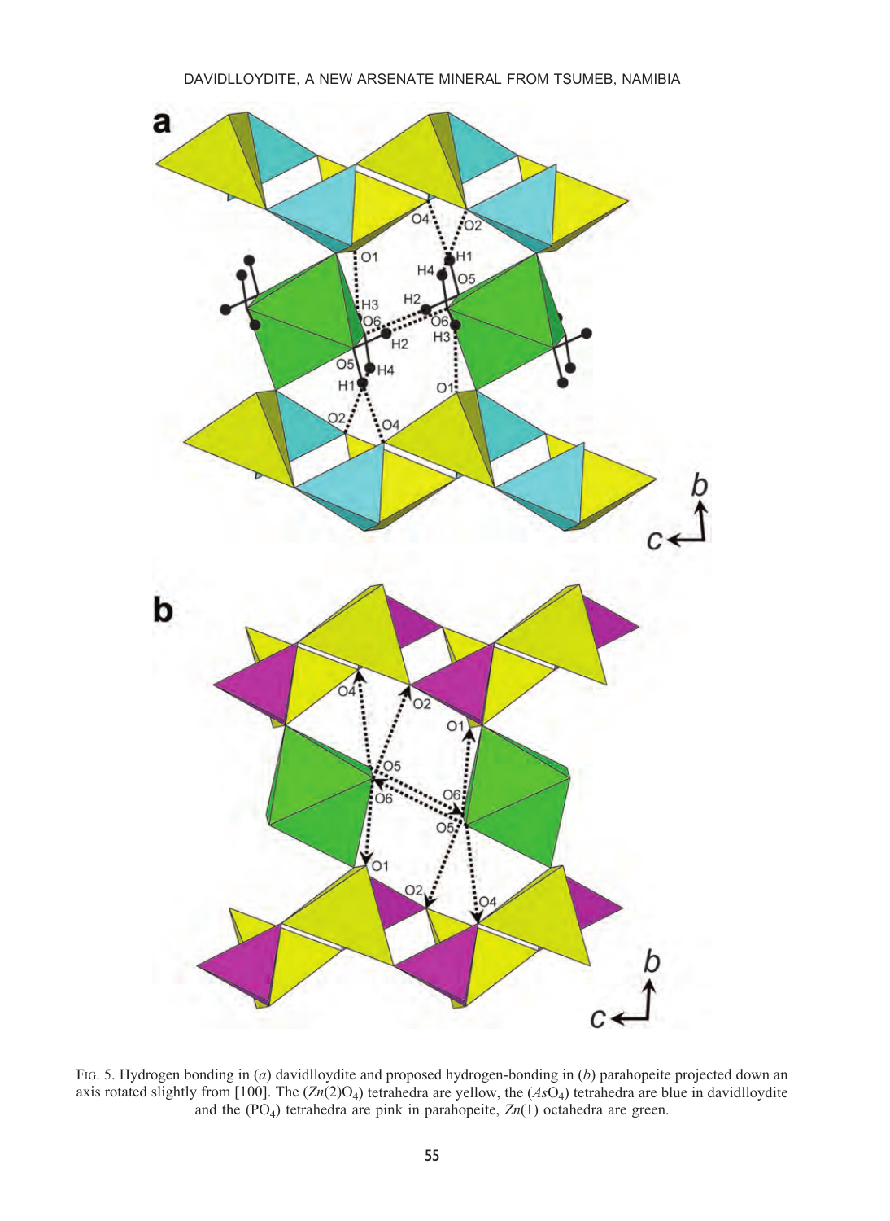FIG. 5. Hydrogen bonding in (*a*) davidlloydite and proposed hydrogen-bonding in (*b*) parahopeite projected down an axis rotated slightly from [100]. The ($Zn(2)O_4$) tetrahedra are yellow, the ($AsO_4$) tetrahedra are blue in davidlloydite and the ($PO_4$) tetrahedra are pink in parahopeite, $Zn(1)$ octahedra are green.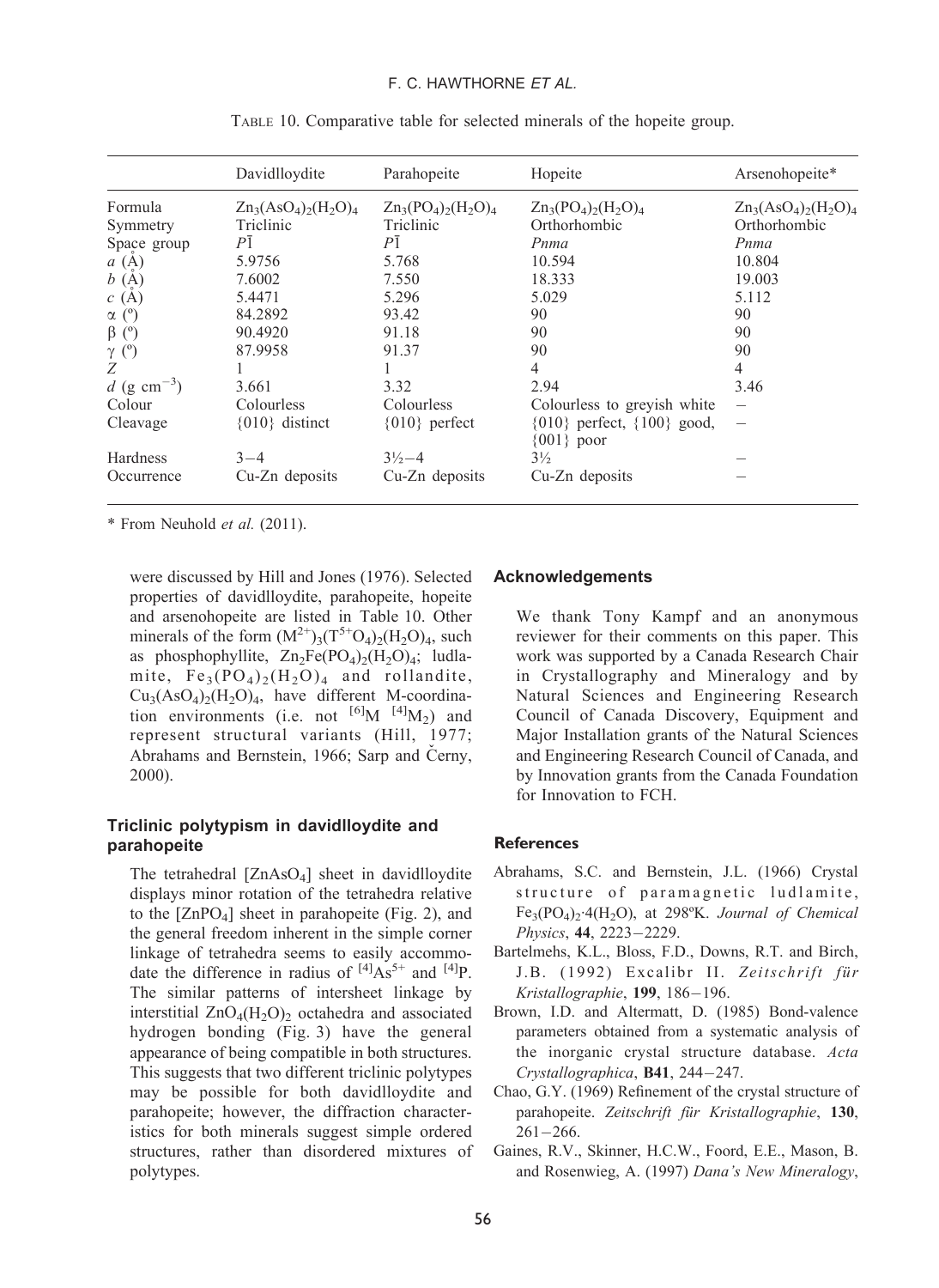TABLE 10. Comparative table for selected minerals of the hopeite group.

| | Davidlloydite | Parahopeite | Hopeite | Arsenohopeite* |
|---|---|---|---|---|
| Formula | $Zn_3(AsO_4)_2(H_2O)_4$ | $Zn_3(PO_4)_2(H_2O)_4$ | $Zn_3(PO_4)_2(H_2O)_4$ | $Zn_3(AsO_4)_2(H_2O)_4$ |
| Symmetry | Triclinic | Triclinic | Orthorhombic | Orthorhombic |
| Space group | $P\bar{1}$ | $P\bar{1}$ | *Pnma* | *Pnma* |
| *a* (Å) | 5.9756 | 5.768 | 10.594 | 10.804 |
| *b* (Å) | 7.6002 | 7.550 | 18.333 | 19.003 |
| *c* (Å) | 5.4471 | 5.296 | 5.029 | 5.112 |
| α (º) | 84.2892 | 93.42 | 90 | 90 |
| β (º) | 90.4920 | 91.18 | 90 | 90 |
| γ (º) | 87.9958 | 91.37 | 90 | 90 |
| *Z* | 1 | 1 | 4 | 4 |
| *d* (g $cm^{-3}$) | 3.661 | 3.32 | 2.94 | 3.46 |
| Colour | Colourless | Colourless | Colourless to greyish white | – |
| Cleavage | {010} distinct | {010} perfect | {010} perfect, {100} good, {001} poor | – |
| Hardness | 3–4 | 3½–4 | 3½ | – |
| Occurrence | Cu-Zn deposits | Cu-Zn deposits | Cu-Zn deposits | – |

\* From Neuhold *et al.* (2011).

were discussed by Hill and Jones (1976). Selected properties of davidlloydite, parahopeite, hopeite and arsenohopeite are listed in Table 10. Other minerals of the form $(M^{2+})_3(T^{5+}O_4)_2(H_2O)_4$, such as phosphophyllite, $Zn_2Fe(PO_4)_2(H_2O)_4$; ludlamite, $Fe_3(PO_4)_2(H_2O)_4$ and rollandite, $Cu_3(AsO_4)_2(H_2O)_4$, have different M-coordination environments (i.e. not $^{[6]}M$ $^{[4]}M_2$) and represent structural variants (Hill, 1977; Abrahams and Bernstein, 1966; Sarp and Černy, 2000).

## Triclinic polytypism in davidlloydite and parahopeite

The tetrahedral $[ZnAsO_4]$ sheet in davidlloydite displays minor rotation of the tetrahedra relative to the $[ZnPO_4]$ sheet in parahopeite (Fig. 2), and the general freedom inherent in the simple corner linkage of tetrahedra seems to easily accommodate the difference in radius of $^{[4]}As^{5+}$ and $^{[4]}P$. The similar patterns of intersheet linkage by interstitial $ZnO_4(H_2O)_2$ octahedra and associated hydrogen bonding (Fig. 3) have the general appearance of being compatible in both structures. This suggests that two different triclinic polytypes may be possible for both davidlloydite and parahopeite; however, the diffraction characteristics for both minerals suggest simple ordered structures, rather than disordered mixtures of polytypes.

## Acknowledgements

We thank Tony Kampf and an anonymous reviewer for their comments on this paper. This work was supported by a Canada Research Chair in Crystallography and Mineralogy and by Natural Sciences and Engineering Research Council of Canada Discovery, Equipment and Major Installation grants of the Natural Sciences and Engineering Research Council of Canada, and by Innovation grants from the Canada Foundation for Innovation to FCH.

## References

Abrahams, S.C. and Bernstein, J.L. (1966) Crystal structure of paramagnetic ludlamite, $Fe_3(PO_4)_2{\cdot}4(H_2O)$, at 298ºK. *Journal of Chemical Physics*, **44**, 2223–2229.

Bartelmehs, K.L., Bloss, F.D., Downs, R.T. and Birch, J.B. (1992) Excalibr II. *Zeitschrift für Kristallographie*, **199**, 186–196.

Brown, I.D. and Altermatt, D. (1985) Bond-valence parameters obtained from a systematic analysis of the inorganic crystal structure database. *Acta Crystallographica*, **B41**, 244–247.

Chao, G.Y. (1969) Refinement of the crystal structure of parahopeite. *Zeitschrift für Kristallographie*, **130**, 261–266.

Gaines, R.V., Skinner, H.C.W., Foord, E.E., Mason, B. and Rosenwieg, A. (1997) *Dana's New Mineralogy*,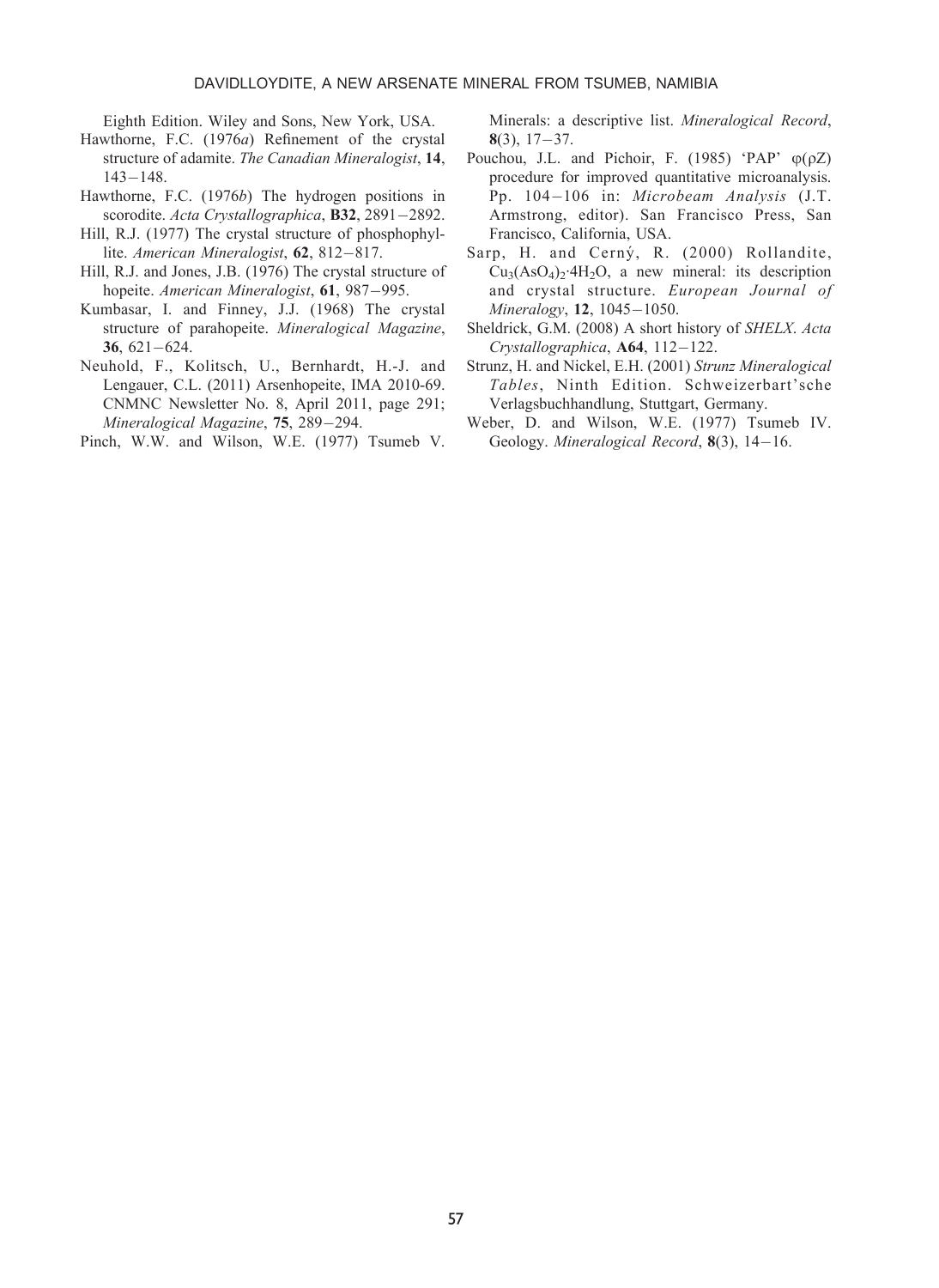Eighth Edition. Wiley and Sons, New York, USA.

Hawthorne, F.C. (1976*a*) Refinement of the crystal structure of adamite. *The Canadian Mineralogist*, **14**, 143–148.

Hawthorne, F.C. (1976*b*) The hydrogen positions in scorodite. *Acta Crystallographica*, **B32**, 2891–2892.

Hill, R.J. (1977) The crystal structure of phosphophyllite. *American Mineralogist*, **62**, 812–817.

Hill, R.J. and Jones, J.B. (1976) The crystal structure of hopeite. *American Mineralogist*, **61**, 987–995.

Kumbasar, I. and Finney, J.J. (1968) The crystal structure of parahopeite. *Mineralogical Magazine*, **36**, 621–624.

Neuhold, F., Kolitsch, U., Bernhardt, H.-J. and Lengauer, C.L. (2011) Arsenhopeite, IMA 2010-69. CNMNC Newsletter No. 8, April 2011, page 291; *Mineralogical Magazine*, **75**, 289–294.

Pinch, W.W. and Wilson, W.E. (1977) Tsumeb V. Minerals: a descriptive list. *Mineralogical Record*, **8**(3), 17–37.

Pouchou, J.L. and Pichoir, F. (1985) 'PAP' φ(ρZ) procedure for improved quantitative microanalysis. Pp. 104–106 in: *Microbeam Analysis* (J.T. Armstrong, editor). San Francisco Press, San Francisco, California, USA.

Sarp, H. and Cerný, R. (2000) Rollandite, $Cu_3(AsO_4)_2{\cdot}4H_2O$, a new mineral: its description and crystal structure. *European Journal of Mineralogy*, **12**, 1045–1050.

Sheldrick, G.M. (2008) A short history of *SHELX*. *Acta Crystallographica*, **A64**, 112–122.

Strunz, H. and Nickel, E.H. (2001) *Strunz Mineralogical Tables*, Ninth Edition. Schweizerbart'sche Verlagsbuchhandlung, Stuttgart, Germany.

Weber, D. and Wilson, W.E. (1977) Tsumeb IV. Geology. *Mineralogical Record*, **8**(3), 14–16.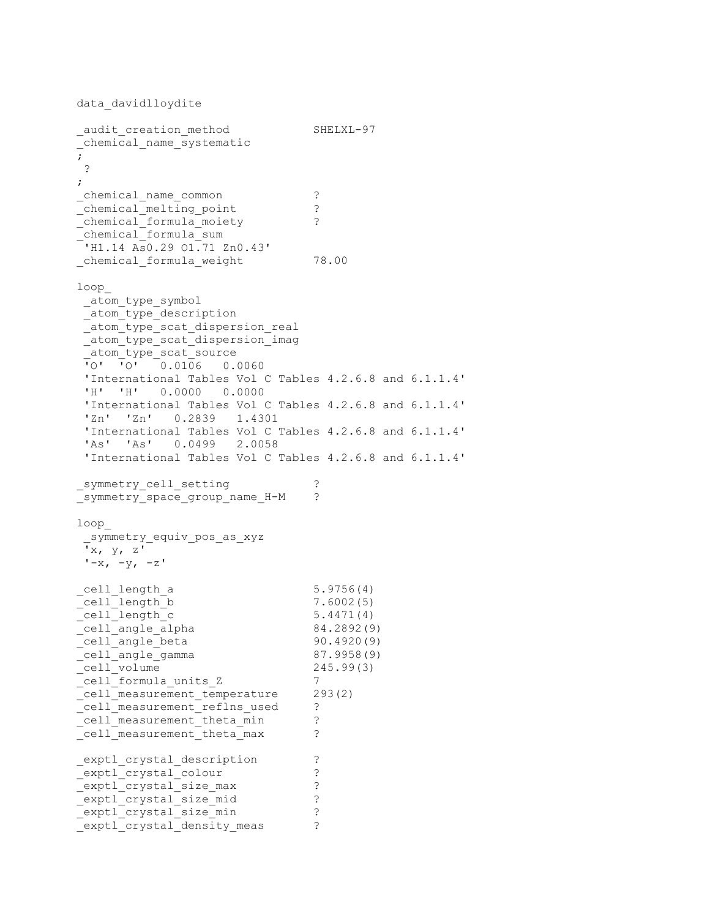```
data_davidlloydite

_audit_creation_method           SHELXL-97
_chemical_name_systematic
;
 ?
;
_chemical_name_common            ?
_chemical_melting_point          ?
_chemical_formula_moiety         ?
_chemical_formula_sum
 'H1.14 As0.29 O1.71 Zn0.43'
_chemical_formula_weight         78.00

loop_
 _atom_type_symbol
 _atom_type_description
 _atom_type_scat_dispersion_real
 _atom_type_scat_dispersion_imag
 _atom_type_scat_source
 'O'  'O'   0.0106   0.0060
 'International Tables Vol C Tables 4.2.6.8 and 6.1.1.4'
 'H'  'H'   0.0000   0.0000
 'International Tables Vol C Tables 4.2.6.8 and 6.1.1.4'
 'Zn'  'Zn'   0.2839   1.4301
 'International Tables Vol C Tables 4.2.6.8 and 6.1.1.4'
 'As'  'As'   0.0499   2.0058
 'International Tables Vol C Tables 4.2.6.8 and 6.1.1.4'

_symmetry_cell_setting           ?
_symmetry_space_group_name_H-M   ?

loop_
 _symmetry_equiv_pos_as_xyz
 'x, y, z'
 '-x, -y, -z'

_cell_length_a                   5.9756(4)
_cell_length_b                   7.6002(5)
_cell_length_c                   5.4471(4)
_cell_angle_alpha                84.2892(9)
_cell_angle_beta                 90.4920(9)
_cell_angle_gamma                87.9958(9)
_cell_volume                     245.99(3)
_cell_formula_units_Z            7
_cell_measurement_temperature    293(2)
_cell_measurement_reflns_used    ?
_cell_measurement_theta_min      ?
_cell_measurement_theta_max      ?

_exptl_crystal_description       ?
_exptl_crystal_colour            ?
_exptl_crystal_size_max          ?
_exptl_crystal_size_mid          ?
_exptl_crystal_size_min          ?
_exptl_crystal_density_meas      ?
```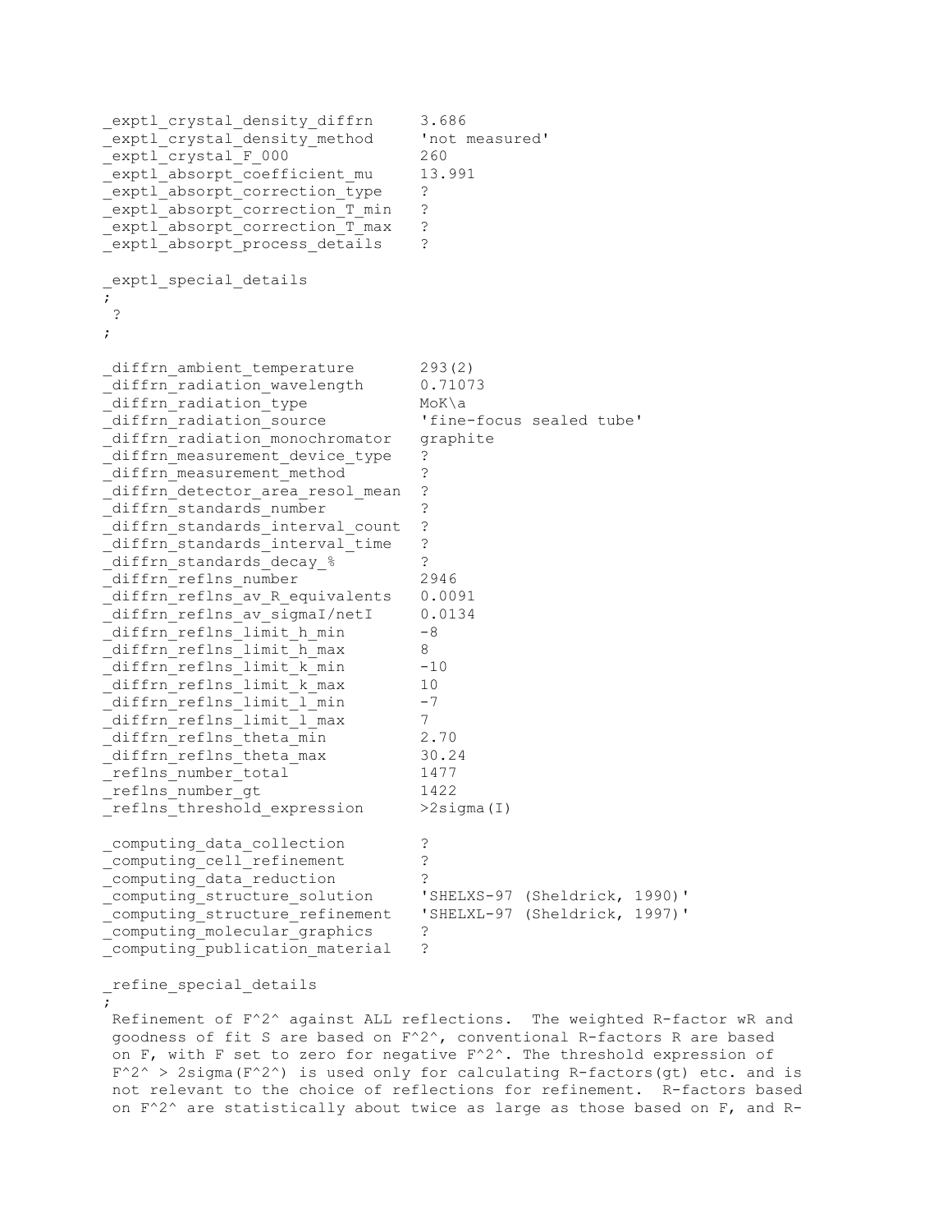```
_exptl_crystal_density_diffrn     3.686
_exptl_crystal_density_method     'not measured'
_exptl_crystal_F_000              260
_exptl_absorpt_coefficient_mu     13.991
_exptl_absorpt_correction_type    ?
_exptl_absorpt_correction_T_min   ?
_exptl_absorpt_correction_T_max   ?
_exptl_absorpt_process_details    ?

_exptl_special_details
;
 ?
;

_diffrn_ambient_temperature       293(2)
_diffrn_radiation_wavelength      0.71073
_diffrn_radiation_type            MoK\a
_diffrn_radiation_source          'fine-focus sealed tube'
_diffrn_radiation_monochromator   graphite
_diffrn_measurement_device_type   ?
_diffrn_measurement_method        ?
_diffrn_detector_area_resol_mean  ?
_diffrn_standards_number          ?
_diffrn_standards_interval_count  ?
_diffrn_standards_interval_time   ?
_diffrn_standards_decay_%         ?
_diffrn_reflns_number             2946
_diffrn_reflns_av_R_equivalents   0.0091
_diffrn_reflns_av_sigmaI/netI     0.0134
_diffrn_reflns_limit_h_min        -8
_diffrn_reflns_limit_h_max        8
_diffrn_reflns_limit_k_min        -10
_diffrn_reflns_limit_k_max        10
_diffrn_reflns_limit_l_min        -7
_diffrn_reflns_limit_l_max        7
_diffrn_reflns_theta_min          2.70
_diffrn_reflns_theta_max          30.24
_reflns_number_total              1477
_reflns_number_gt                 1422
_reflns_threshold_expression      >2sigma(I)

_computing_data_collection        ?
_computing_cell_refinement        ?
_computing_data_reduction         ?
_computing_structure_solution     'SHELXS-97 (Sheldrick, 1990)'
_computing_structure_refinement   'SHELXL-97 (Sheldrick, 1997)'
_computing_molecular_graphics     ?
_computing_publication_material   ?

_refine_special_details
;
 Refinement of F^2^ against ALL reflections.  The weighted R-factor wR and
 goodness of fit S are based on F^2^, conventional R-factors R are based
 on F, with F set to zero for negative F^2^. The threshold expression of
 F^2^ > 2sigma(F^2^) is used only for calculating R-factors(gt) etc. and is
 not relevant to the choice of reflections for refinement.  R-factors based
 on F^2^ are statistically about twice as large as those based on F, and R-
```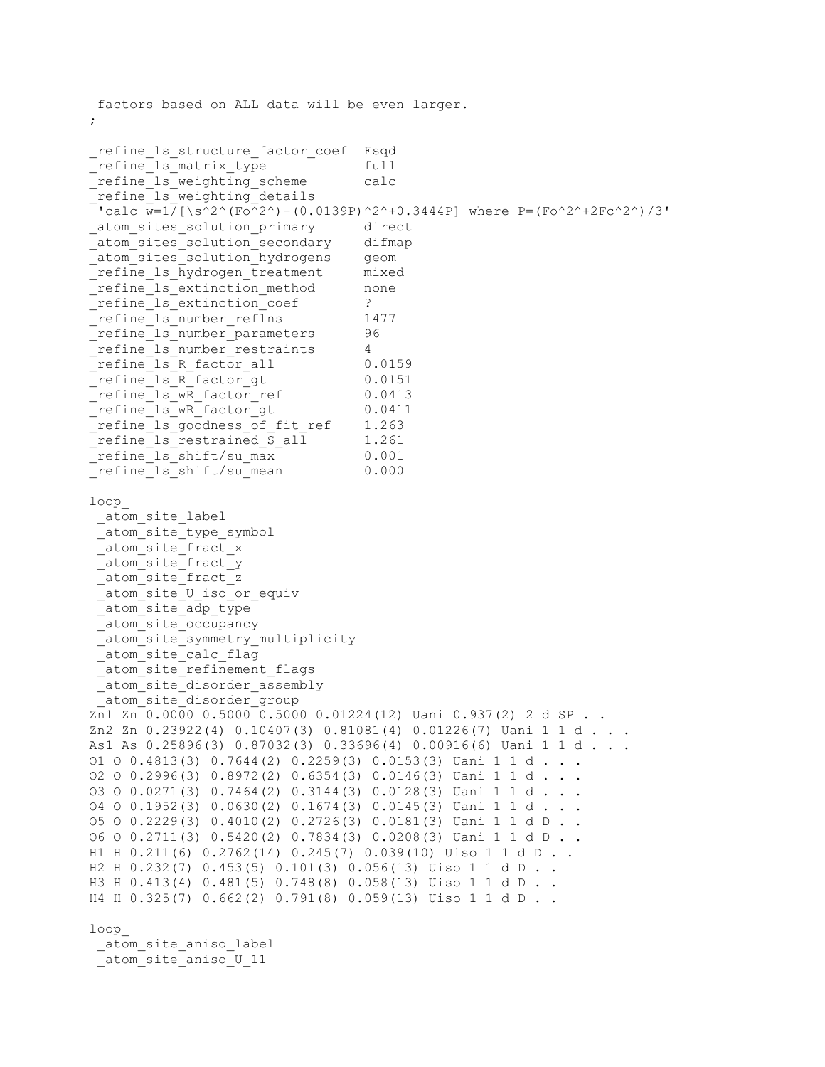```
 factors based on ALL data will be even larger.
;

_refine_ls_structure_factor_coef  Fsqd
_refine_ls_matrix_type            full
_refine_ls_weighting_scheme       calc
_refine_ls_weighting_details
 'calc w=1/[\s^2^(Fo^2^)+(0.0139P)^2^+0.3444P] where P=(Fo^2^+2Fc^2^)/3'
_atom_sites_solution_primary      direct
_atom_sites_solution_secondary    difmap
_atom_sites_solution_hydrogens    geom
_refine_ls_hydrogen_treatment     mixed
_refine_ls_extinction_method      none
_refine_ls_extinction_coef        ?
_refine_ls_number_reflns          1477
_refine_ls_number_parameters      96
_refine_ls_number_restraints      4
_refine_ls_R_factor_all           0.0159
_refine_ls_R_factor_gt            0.0151
_refine_ls_wR_factor_ref          0.0413
_refine_ls_wR_factor_gt           0.0411
_refine_ls_goodness_of_fit_ref    1.263
_refine_ls_restrained_S_all       1.261
_refine_ls_shift/su_max           0.001
_refine_ls_shift/su_mean          0.000

loop_
 _atom_site_label
 _atom_site_type_symbol
 _atom_site_fract_x
 _atom_site_fract_y
 _atom_site_fract_z
 _atom_site_U_iso_or_equiv
 _atom_site_adp_type
 _atom_site_occupancy
 _atom_site_symmetry_multiplicity
 _atom_site_calc_flag
 _atom_site_refinement_flags
 _atom_site_disorder_assembly
 _atom_site_disorder_group
Zn1 Zn 0.0000 0.5000 0.5000 0.01224(12) Uani 0.937(2) 2 d SP . .
Zn2 Zn 0.23922(4) 0.10407(3) 0.81081(4) 0.01226(7) Uani 1 1 d . . .
As1 As 0.25896(3) 0.87032(3) 0.33696(4) 0.00916(6) Uani 1 1 d . . .
O1 O 0.4813(3) 0.7644(2) 0.2259(3) 0.0153(3) Uani 1 1 d . . .
O2 O 0.2996(3) 0.8972(2) 0.6354(3) 0.0146(3) Uani 1 1 d . . .
O3 O 0.0271(3) 0.7464(2) 0.3144(3) 0.0128(3) Uani 1 1 d . . .
O4 O 0.1952(3) 0.0630(2) 0.1674(3) 0.0145(3) Uani 1 1 d . . .
O5 O 0.2229(3) 0.4010(2) 0.2726(3) 0.0181(3) Uani 1 1 d D . .
O6 O 0.2711(3) 0.5420(2) 0.7834(3) 0.0208(3) Uani 1 1 d D . .
H1 H 0.211(6) 0.2762(14) 0.245(7) 0.039(10) Uiso 1 1 d D . .
H2 H 0.232(7) 0.453(5) 0.101(3) 0.056(13) Uiso 1 1 d D . .
H3 H 0.413(4) 0.481(5) 0.748(8) 0.058(13) Uiso 1 1 d D . .
H4 H 0.325(7) 0.662(2) 0.791(8) 0.059(13) Uiso 1 1 d D . .

loop_
 _atom_site_aniso_label
 _atom_site_aniso_U_11
```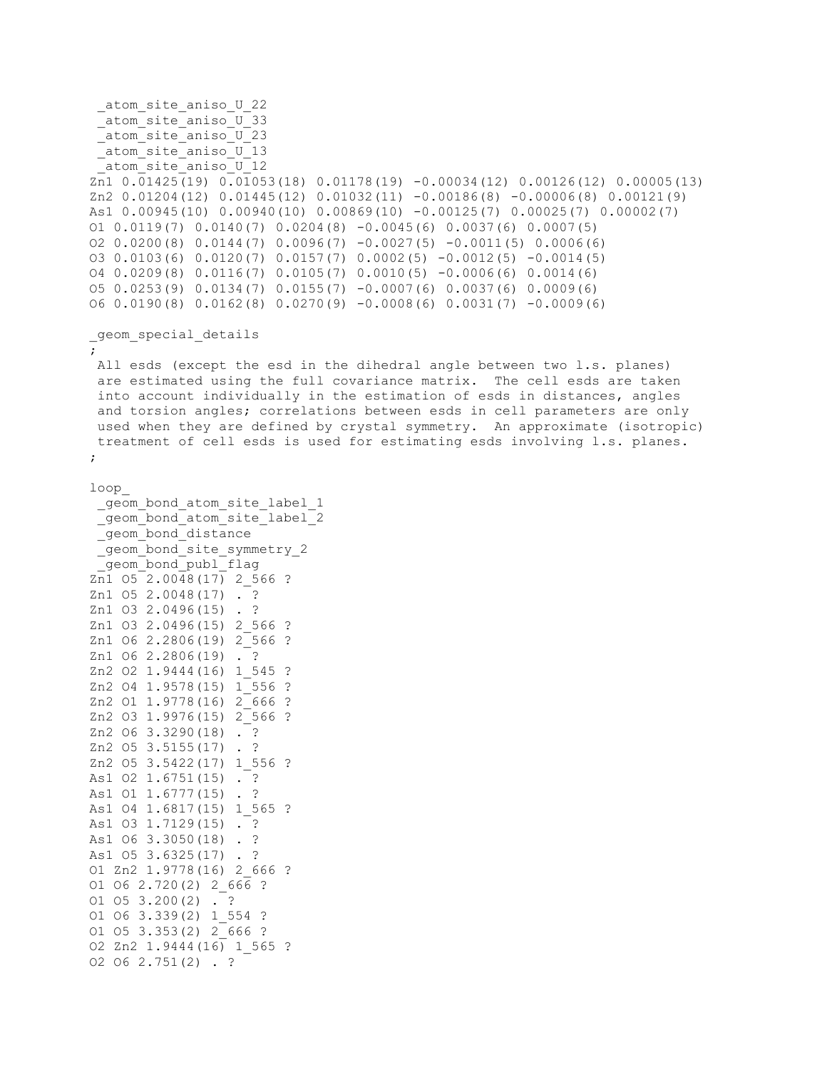```
 _atom_site_aniso_U_22
 _atom_site_aniso_U_33
 _atom_site_aniso_U_23
 _atom_site_aniso_U_13
 _atom_site_aniso_U_12
Zn1 0.01425(19) 0.01053(18) 0.01178(19) -0.00034(12) 0.00126(12) 0.00005(13)
Zn2 0.01204(12) 0.01445(12) 0.01032(11) -0.00186(8) -0.00006(8) 0.00121(9)
As1 0.00945(10) 0.00940(10) 0.00869(10) -0.00125(7) 0.00025(7) 0.00002(7)
O1 0.0119(7) 0.0140(7) 0.0204(8) -0.0045(6) 0.0037(6) 0.0007(5)
O2 0.0200(8) 0.0144(7) 0.0096(7) -0.0027(5) -0.0011(5) 0.0006(6)
O3 0.0103(6) 0.0120(7) 0.0157(7) 0.0002(5) -0.0012(5) -0.0014(5)
O4 0.0209(8) 0.0116(7) 0.0105(7) 0.0010(5) -0.0006(6) 0.0014(6)
O5 0.0253(9) 0.0134(7) 0.0155(7) -0.0007(6) 0.0037(6) 0.0009(6)
O6 0.0190(8) 0.0162(8) 0.0270(9) -0.0008(6) 0.0031(7) -0.0009(6)

_geom_special_details
;
 All esds (except the esd in the dihedral angle between two l.s. planes)
 are estimated using the full covariance matrix.  The cell esds are taken
 into account individually in the estimation of esds in distances, angles
 and torsion angles; correlations between esds in cell parameters are only
 used when they are defined by crystal symmetry.  An approximate (isotropic)
 treatment of cell esds is used for estimating esds involving l.s. planes.
;

loop_
 _geom_bond_atom_site_label_1
 _geom_bond_atom_site_label_2
 _geom_bond_distance
 _geom_bond_site_symmetry_2
 _geom_bond_publ_flag
Zn1 O5 2.0048(17) 2_566 ?
Zn1 O5 2.0048(17) . ?
Zn1 O3 2.0496(15) . ?
Zn1 O3 2.0496(15) 2_566 ?
Zn1 O6 2.2806(19) 2_566 ?
Zn1 O6 2.2806(19) . ?
Zn2 O2 1.9444(16) 1_545 ?
Zn2 O4 1.9578(15) 1_556 ?
Zn2 O1 1.9778(16) 2_666 ?
Zn2 O3 1.9976(15) 2_566 ?
Zn2 O6 3.3290(18) . ?
Zn2 O5 3.5155(17) . ?
Zn2 O5 3.5422(17) 1_556 ?
As1 O2 1.6751(15) . ?
As1 O1 1.6777(15) . ?
As1 O4 1.6817(15) 1_565 ?
As1 O3 1.7129(15) . ?
As1 O6 3.3050(18) . ?
As1 O5 3.6325(17) . ?
O1 Zn2 1.9778(16) 2_666 ?
O1 O6 2.720(2) 2_666 ?
O1 O5 3.200(2) . ?
O1 O6 3.339(2) 1_554 ?
O1 O5 3.353(2) 2_666 ?
O2 Zn2 1.9444(16) 1_565 ?
O2 O6 2.751(2) . ?
```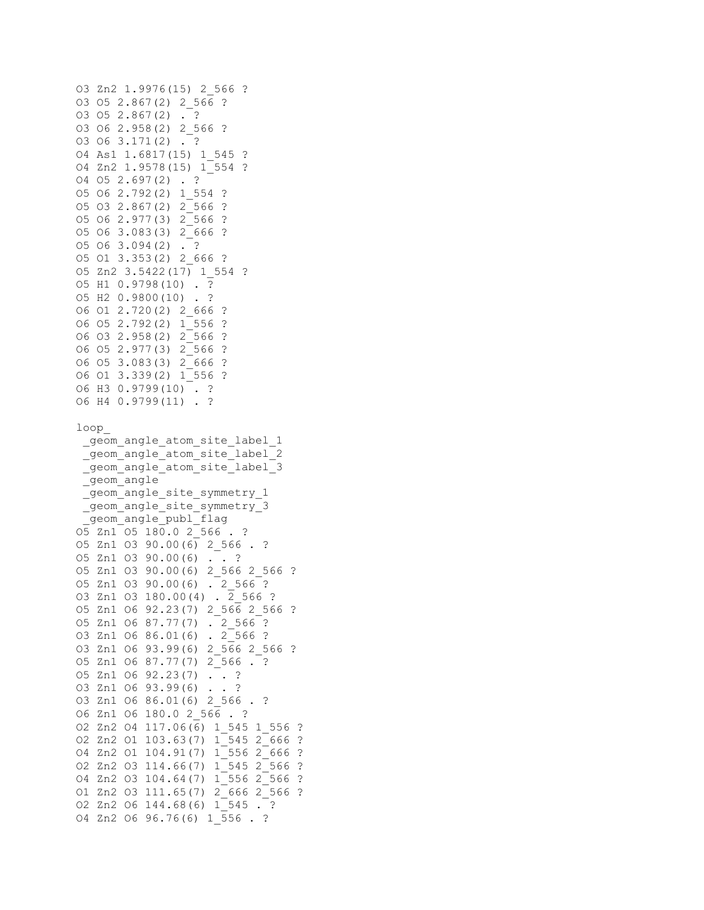```
O3 Zn2 1.9976(15) 2_566 ?
O3 O5 2.867(2) 2_566 ?
O3 O5 2.867(2) . ?
O3 O6 2.958(2) 2_566 ?
O3 O6 3.171(2) . ?
O4 As1 1.6817(15) 1_545 ?
O4 Zn2 1.9578(15) 1_554 ?
O4 O5 2.697(2) . ?
O5 O6 2.792(2) 1_554 ?
O5 O3 2.867(2) 2_566 ?
O5 O6 2.977(3) 2_566 ?
O5 O6 3.083(3) 2_666 ?
O5 O6 3.094(2) . ?
O5 O1 3.353(2) 2_666 ?
O5 Zn2 3.5422(17) 1_554 ?
O5 H1 0.9798(10) . ?
O5 H2 0.9800(10) . ?
O6 O1 2.720(2) 2_666 ?
O6 O5 2.792(2) 1_556 ?
O6 O3 2.958(2) 2_566 ?
O6 O5 2.977(3) 2_566 ?
O6 O5 3.083(3) 2_666 ?
O6 O1 3.339(2) 1_556 ?
O6 H3 0.9799(10) . ?
O6 H4 0.9799(11) . ?

loop_
 _geom_angle_atom_site_label_1
 _geom_angle_atom_site_label_2
 _geom_angle_atom_site_label_3
 _geom_angle
 _geom_angle_site_symmetry_1
 _geom_angle_site_symmetry_3
 _geom_angle_publ_flag
O5 Zn1 O5 180.0 2_566 . ?
O5 Zn1 O3 90.00(6) 2_566 . ?
O5 Zn1 O3 90.00(6) . . ?
O5 Zn1 O3 90.00(6) 2_566 2_566 ?
O5 Zn1 O3 90.00(6) . 2_566 ?
O3 Zn1 O3 180.00(4) . 2_566 ?
O5 Zn1 O6 92.23(7) 2_566 2_566 ?
O5 Zn1 O6 87.77(7) . 2_566 ?
O3 Zn1 O6 86.01(6) . 2_566 ?
O3 Zn1 O6 93.99(6) 2_566 2_566 ?
O5 Zn1 O6 87.77(7) 2_566 . ?
O5 Zn1 O6 92.23(7) . . ?
O3 Zn1 O6 93.99(6) . . ?
O3 Zn1 O6 86.01(6) 2_566 . ?
O6 Zn1 O6 180.0 2_566 . ?
O2 Zn2 O4 117.06(6) 1_545 1_556 ?
O2 Zn2 O1 103.63(7) 1_545 2_666 ?
O4 Zn2 O1 104.91(7) 1_556 2_666 ?
O2 Zn2 O3 114.66(7) 1_545 2_566 ?
O4 Zn2 O3 104.64(7) 1_556 2_566 ?
O1 Zn2 O3 111.65(7) 2_666 2_566 ?
O2 Zn2 O6 144.68(6) 1_545 . ?
O4 Zn2 O6 96.76(6) 1_556 . ?
```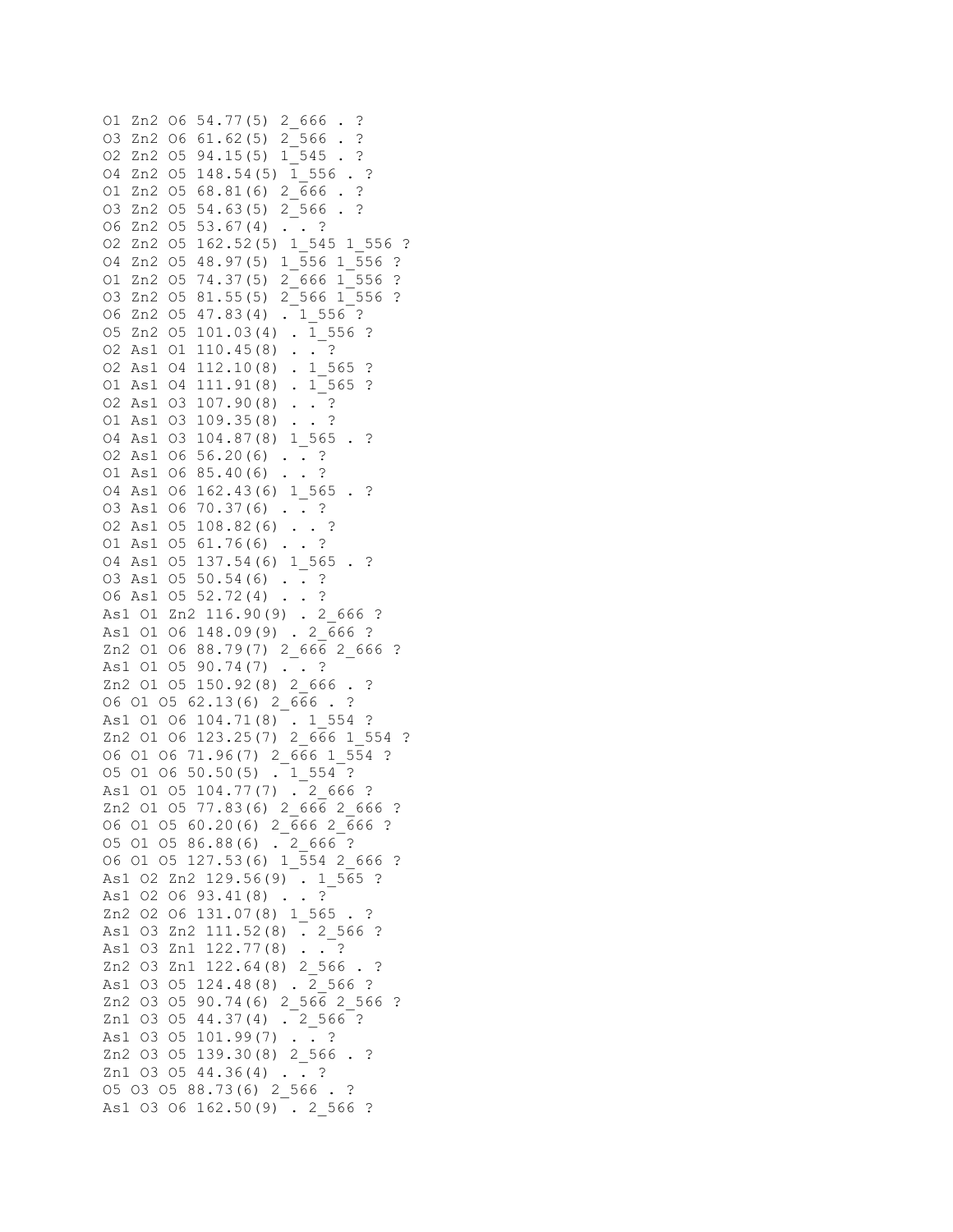```
O1 Zn2 O6 54.77(5) 2_666 . ?
O3 Zn2 O6 61.62(5) 2_566 . ?
O2 Zn2 O5 94.15(5) 1_545 . ?
O4 Zn2 O5 148.54(5) 1_556 . ?
O1 Zn2 O5 68.81(6) 2_666 . ?
O3 Zn2 O5 54.63(5) 2_566 . ?
O6 Zn2 O5 53.67(4) . . ?
O2 Zn2 O5 162.52(5) 1_545 1_556 ?
O4 Zn2 O5 48.97(5) 1_556 1_556 ?
O1 Zn2 O5 74.37(5) 2_666 1_556 ?
O3 Zn2 O5 81.55(5) 2_566 1_556 ?
O6 Zn2 O5 47.83(4) . 1_556 ?
O5 Zn2 O5 101.03(4) . 1_556 ?
O2 As1 O1 110.45(8) . . ?
O2 As1 O4 112.10(8) . 1_565 ?
O1 As1 O4 111.91(8) . 1_565 ?
O2 As1 O3 107.90(8) . . ?
O1 As1 O3 109.35(8) . . ?
O4 As1 O3 104.87(8) 1_565 . ?
O2 As1 O6 56.20(6) . . ?
O1 As1 O6 85.40(6) . . ?
O4 As1 O6 162.43(6) 1_565 . ?
O3 As1 O6 70.37(6) . . ?
O2 As1 O5 108.82(6) . . ?
O1 As1 O5 61.76(6) . . ?
O4 As1 O5 137.54(6) 1_565 . ?
O3 As1 O5 50.54(6) . . ?
O6 As1 O5 52.72(4) . . ?
As1 O1 Zn2 116.90(9) . 2_666 ?
As1 O1 O6 148.09(9) . 2_666 ?
Zn2 O1 O6 88.79(7) 2_666 2_666 ?
As1 O1 O5 90.74(7) . . ?
Zn2 O1 O5 150.92(8) 2_666 . ?
O6 O1 O5 62.13(6) 2_666 . ?
As1 O1 O6 104.71(8) . 1_554 ?
Zn2 O1 O6 123.25(7) 2_666 1_554 ?
O6 O1 O6 71.96(7) 2_666 1_554 ?
O5 O1 O6 50.50(5) . 1_554 ?
As1 O1 O5 104.77(7) . 2_666 ?
Zn2 O1 O5 77.83(6) 2_666 2_666 ?
O6 O1 O5 60.20(6) 2_666 2_666 ?
O5 O1 O5 86.88(6) . 2_666 ?
O6 O1 O5 127.53(6) 1_554 2_666 ?
As1 O2 Zn2 129.56(9) . 1_565 ?
As1 O2 O6 93.41(8) . . ?
Zn2 O2 O6 131.07(8) 1_565 . ?
As1 O3 Zn2 111.52(8) . 2_566 ?
As1 O3 Zn1 122.77(8) . . ?
Zn2 O3 Zn1 122.64(8) 2_566 . ?
As1 O3 O5 124.48(8) . 2_566 ?
Zn2 O3 O5 90.74(6) 2_566 2_566 ?
Zn1 O3 O5 44.37(4) . 2_566 ?
As1 O3 O5 101.99(7) . . ?
Zn2 O3 O5 139.30(8) 2_566 . ?
Zn1 O3 O5 44.36(4) . . ?
O5 O3 O5 88.73(6) 2_566 . ?
As1 O3 O6 162.50(9) . 2_566 ?
```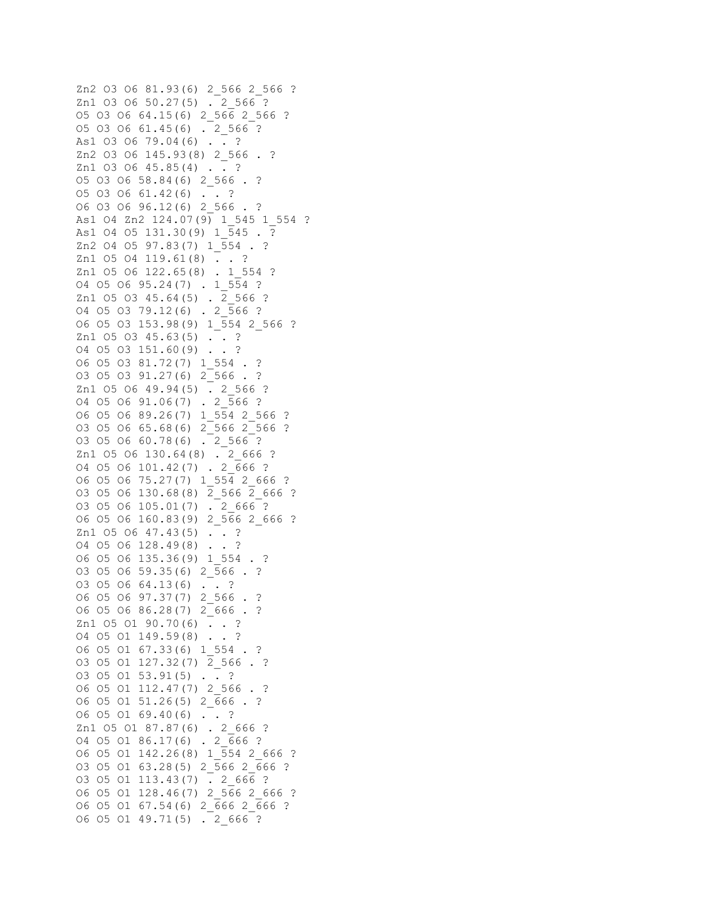```
Zn2 O3 O6 81.93(6) 2_566 2_566 ?
Zn1 O3 O6 50.27(5) . 2_566 ?
O5 O3 O6 64.15(6) 2_566 2_566 ?
O5 O3 O6 61.45(6) . 2_566 ?
As1 O3 O6 79.04(6) . . ?
Zn2 O3 O6 145.93(8) 2_566 . ?
Zn1 O3 O6 45.85(4) . . ?
O5 O3 O6 58.84(6) 2_566 . ?
O5 O3 O6 61.42(6) . . ?
O6 O3 O6 96.12(6) 2_566 . ?
As1 O4 Zn2 124.07(9) 1_545 1_554 ?
As1 O4 O5 131.30(9) 1_545 . ?
Zn2 O4 O5 97.83(7) 1_554 . ?
Zn1 O5 O4 119.61(8) . . ?
Zn1 O5 O6 122.65(8) . 1_554 ?
O4 O5 O6 95.24(7) . 1_554 ?
Zn1 O5 O3 45.64(5) . 2_566 ?
O4 O5 O3 79.12(6) . 2_566 ?
O6 O5 O3 153.98(9) 1_554 2_566 ?
Zn1 O5 O3 45.63(5) . . ?
O4 O5 O3 151.60(9) . . ?
O6 O5 O3 81.72(7) 1_554 . ?
O3 O5 O3 91.27(6) 2_566 . ?
Zn1 O5 O6 49.94(5) . 2_566 ?
O4 O5 O6 91.06(7) . 2_566 ?
O6 O5 O6 89.26(7) 1_554 2_566 ?
O3 O5 O6 65.68(6) 2_566 2_566 ?
O3 O5 O6 60.78(6) . 2_566 ?
Zn1 O5 O6 130.64(8) . 2_666 ?
O4 O5 O6 101.42(7) . 2_666 ?
O6 O5 O6 75.27(7) 1_554 2_666 ?
O3 O5 O6 130.68(8) 2_566 2_666 ?
O3 O5 O6 105.01(7) . 2_666 ?
O6 O5 O6 160.83(9) 2_566 2_666 ?
Zn1 O5 O6 47.43(5) . . ?
O4 O5 O6 128.49(8) . . ?
O6 O5 O6 135.36(9) 1_554 . ?
O3 O5 O6 59.35(6) 2_566 . ?
O3 O5 O6 64.13(6) . . ?
O6 O5 O6 97.37(7) 2_566 . ?
O6 O5 O6 86.28(7) 2_666 . ?
Zn1 O5 O1 90.70(6) . . ?
O4 O5 O1 149.59(8) . . ?
O6 O5 O1 67.33(6) 1_554 . ?
O3 O5 O1 127.32(7) 2_566 . ?
O3 O5 O1 53.91(5) . . ?
O6 O5 O1 112.47(7) 2_566 . ?
O6 O5 O1 51.26(5) 2_666 . ?
O6 O5 O1 69.40(6) . . ?
Zn1 O5 O1 87.87(6) . 2_666 ?
O4 O5 O1 86.17(6) . 2_666 ?
O6 O5 O1 142.26(8) 1_554 2_666 ?
O3 O5 O1 63.28(5) 2_566 2_666 ?
O3 O5 O1 113.43(7) . 2_666 ?
O6 O5 O1 128.46(7) 2_566 2_666 ?
O6 O5 O1 67.54(6) 2_666 2_666 ?
O6 O5 O1 49.71(5) . 2_666 ?
```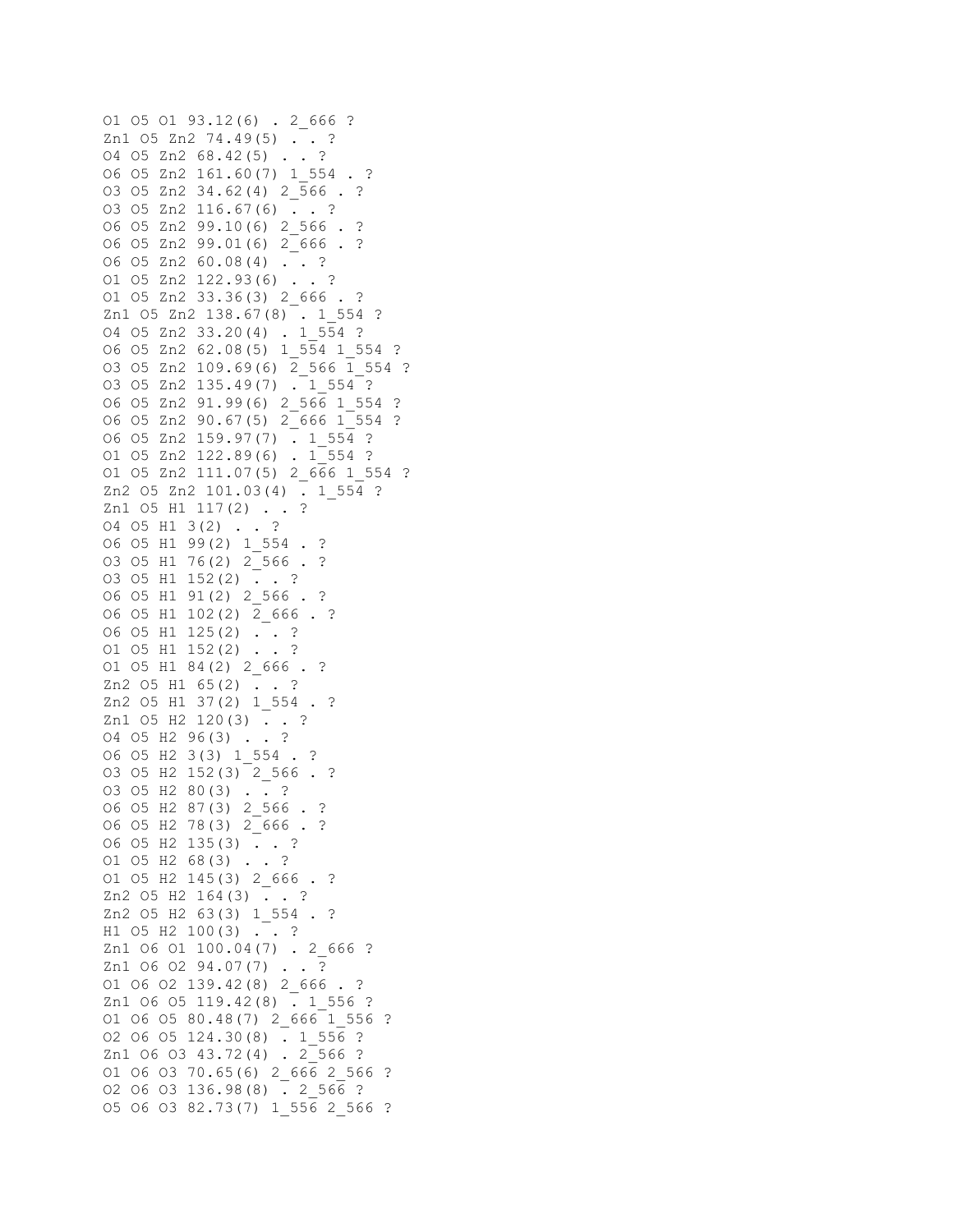```
O1 O5 O1 93.12(6) . 2_666 ?
Zn1 O5 Zn2 74.49(5) . . ?
O4 O5 Zn2 68.42(5) . . ?
O6 O5 Zn2 161.60(7) 1_554 . ?
O3 O5 Zn2 34.62(4) 2_566 . ?
O3 O5 Zn2 116.67(6) . . ?
O6 O5 Zn2 99.10(6) 2_566 . ?
O6 O5 Zn2 99.01(6) 2_666 . ?
O6 O5 Zn2 60.08(4) . . ?
O1 O5 Zn2 122.93(6) . . ?
O1 O5 Zn2 33.36(3) 2_666 . ?
Zn1 O5 Zn2 138.67(8) . 1_554 ?
O4 O5 Zn2 33.20(4) . 1_554 ?
O6 O5 Zn2 62.08(5) 1_554 1_554 ?
O3 O5 Zn2 109.69(6) 2_566 1_554 ?
O3 O5 Zn2 135.49(7) . 1_554 ?
O6 O5 Zn2 91.99(6) 2_566 1_554 ?
O6 O5 Zn2 90.67(5) 2_666 1_554 ?
O6 O5 Zn2 159.97(7) . 1_554 ?
O1 O5 Zn2 122.89(6) . 1_554 ?
O1 O5 Zn2 111.07(5) 2_666 1_554 ?
Zn2 O5 Zn2 101.03(4) . 1_554 ?
Zn1 O5 H1 117(2) . . ?
O4 O5 H1 3(2) . . ?
O6 O5 H1 99(2) 1_554 . ?
O3 O5 H1 76(2) 2_566 . ?
O3 O5 H1 152(2) . . ?
O6 O5 H1 91(2) 2_566 . ?
O6 O5 H1 102(2) 2_666 . ?
O6 O5 H1 125(2) . . ?
O1 O5 H1 152(2) . . ?
O1 O5 H1 84(2) 2_666 . ?
Zn2 O5 H1 65(2) . . ?
Zn2 O5 H1 37(2) 1_554 . ?
Zn1 O5 H2 120(3) . . ?
O4 O5 H2 96(3) . . ?
O6 O5 H2 3(3) 1_554 . ?
O3 O5 H2 152(3) 2_566 . ?
O3 O5 H2 80(3) . . ?
O6 O5 H2 87(3) 2_566 . ?
O6 O5 H2 78(3) 2_666 . ?
O6 O5 H2 135(3) . . ?
O1 O5 H2 68(3) . . ?
O1 O5 H2 145(3) 2_666 . ?
Zn2 O5 H2 164(3) . . ?
Zn2 O5 H2 63(3) 1_554 . ?
H1 O5 H2 100(3) . . ?
Zn1 O6 O1 100.04(7) . 2_666 ?
Zn1 O6 O2 94.07(7) . . ?
O1 O6 O2 139.42(8) 2_666 . ?
Zn1 O6 O5 119.42(8) . 1_556 ?
O1 O6 O5 80.48(7) 2_666 1_556 ?
O2 O6 O5 124.30(8) . 1_556 ?
Zn1 O6 O3 43.72(4) . 2_566 ?
O1 O6 O3 70.65(6) 2_666 2_566 ?
O2 O6 O3 136.98(8) . 2_566 ?
O5 O6 O3 82.73(7) 1_556 2_566 ?
```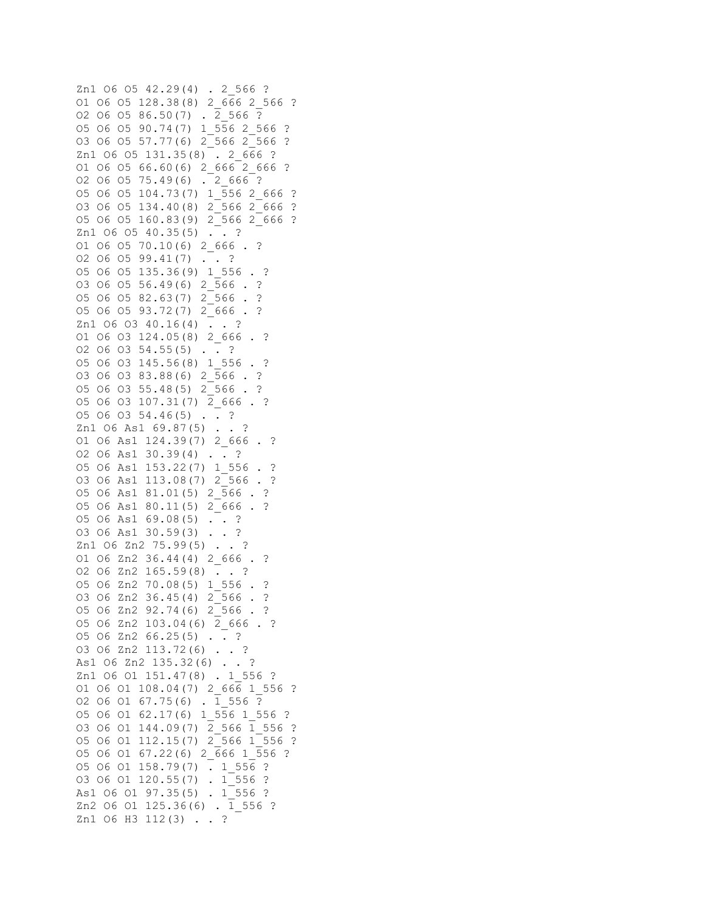```
Zn1 O6 O5 42.29(4) . 2_566 ?
O1 O6 O5 128.38(8) 2_666 2_566 ?
O2 O6 O5 86.50(7) . 2_566 ?
O5 O6 O5 90.74(7) 1_556 2_566 ?
O3 O6 O5 57.77(6) 2_566 2_566 ?
Zn1 O6 O5 131.35(8) . 2_666 ?
O1 O6 O5 66.60(6) 2_666 2_666 ?
O2 O6 O5 75.49(6) . 2_666 ?
O5 O6 O5 104.73(7) 1_556 2_666 ?
O3 O6 O5 134.40(8) 2_566 2_666 ?
O5 O6 O5 160.83(9) 2_566 2_666 ?
Zn1 O6 O5 40.35(5) . . ?
O1 O6 O5 70.10(6) 2_666 . ?
O2 O6 O5 99.41(7) . . ?
O5 O6 O5 135.36(9) 1_556 . ?
O3 O6 O5 56.49(6) 2_566 . ?
O5 O6 O5 82.63(7) 2_566 . ?
O5 O6 O5 93.72(7) 2_666 . ?
Zn1 O6 O3 40.16(4) . . ?
O1 O6 O3 124.05(8) 2_666 . ?
O2 O6 O3 54.55(5) . . ?
O5 O6 O3 145.56(8) 1_556 . ?
O3 O6 O3 83.88(6) 2_566 . ?
O5 O6 O3 55.48(5) 2_566 . ?
O5 O6 O3 107.31(7) 2_666 . ?
O5 O6 O3 54.46(5) . . ?
Zn1 O6 As1 69.87(5) . . ?
O1 O6 As1 124.39(7) 2_666 . ?
O2 O6 As1 30.39(4) . . ?
O5 O6 As1 153.22(7) 1_556 . ?
O3 O6 As1 113.08(7) 2_566 . ?
O5 O6 As1 81.01(5) 2_566 . ?
O5 O6 As1 80.11(5) 2_666 . ?
O5 O6 As1 69.08(5) . . ?
O3 O6 As1 30.59(3) . . ?
Zn1 O6 Zn2 75.99(5) . . ?
O1 O6 Zn2 36.44(4) 2_666 . ?
O2 O6 Zn2 165.59(8) . . ?
O5 O6 Zn2 70.08(5) 1_556 . ?
O3 O6 Zn2 36.45(4) 2_566 . ?
O5 O6 Zn2 92.74(6) 2_566 . ?
O5 O6 Zn2 103.04(6) 2_666 . ?
O5 O6 Zn2 66.25(5) . . ?
O3 O6 Zn2 113.72(6) . . ?
As1 O6 Zn2 135.32(6) . . ?
Zn1 O6 O1 151.47(8) . 1_556 ?
O1 O6 O1 108.04(7) 2_666 1_556 ?
O2 O6 O1 67.75(6) . 1_556 ?
O5 O6 O1 62.17(6) 1_556 1_556 ?
O3 O6 O1 144.09(7) 2_566 1_556 ?
O5 O6 O1 112.15(7) 2_566 1_556 ?
O5 O6 O1 67.22(6) 2_666 1_556 ?
O5 O6 O1 158.79(7) . 1_556 ?
O3 O6 O1 120.55(7) . 1_556 ?
As1 O6 O1 97.35(5) . 1_556 ?
Zn2 O6 O1 125.36(6) . 1_556 ?
Zn1 O6 H3 112(3) . . ?
```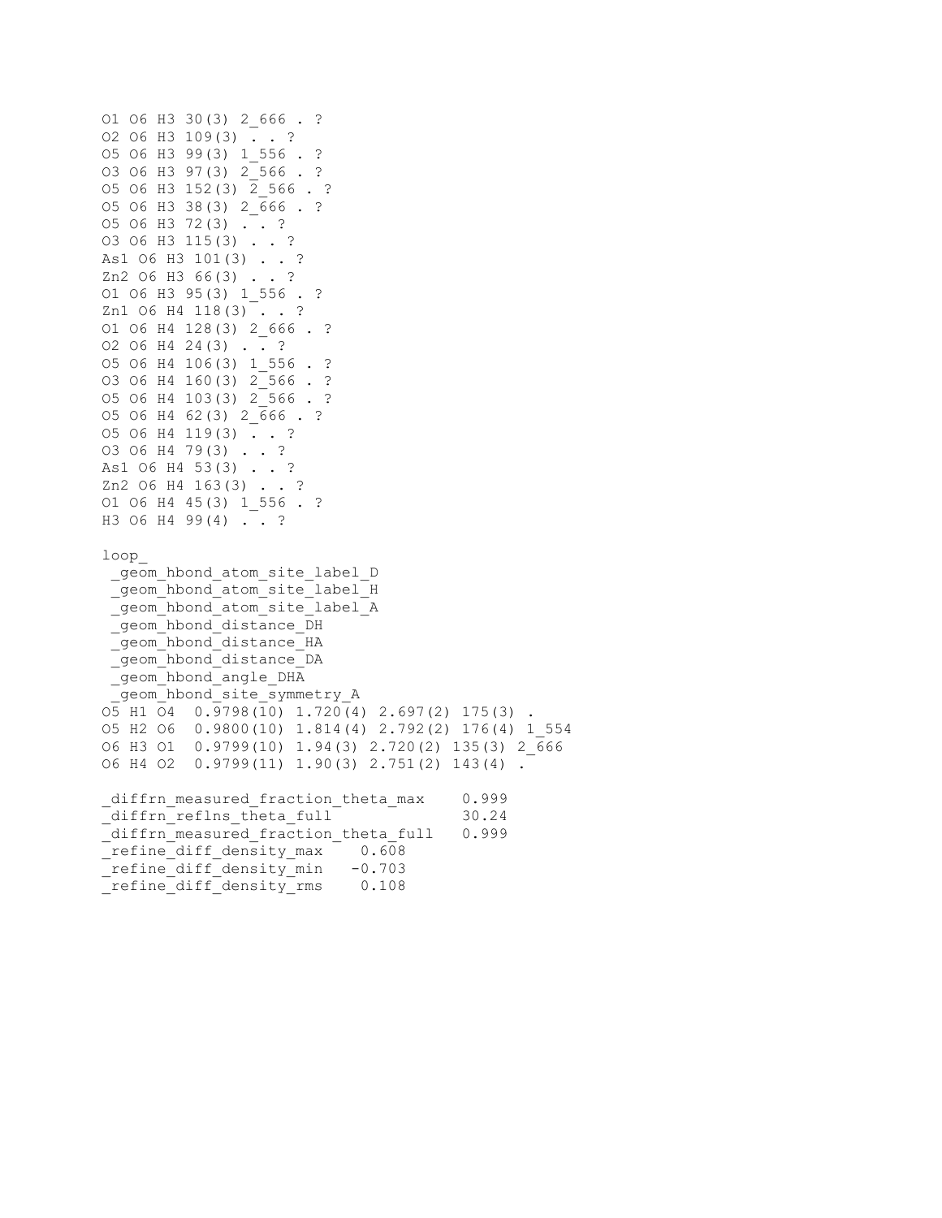```
O1 O6 H3 30(3) 2_666 . ?
O2 O6 H3 109(3) . . ?
O5 O6 H3 99(3) 1_556 . ?
O3 O6 H3 97(3) 2_566 . ?
O5 O6 H3 152(3) 2_566 . ?
O5 O6 H3 38(3) 2_666 . ?
O5 O6 H3 72(3) . . ?
O3 O6 H3 115(3) . . ?
As1 O6 H3 101(3) . . ?
Zn2 O6 H3 66(3) . . ?
O1 O6 H3 95(3) 1_556 . ?
Zn1 O6 H4 118(3) . . ?
O1 O6 H4 128(3) 2_666 . ?
O2 O6 H4 24(3) . . ?
O5 O6 H4 106(3) 1_556 . ?
O3 O6 H4 160(3) 2_566 . ?
O5 O6 H4 103(3) 2_566 . ?
O5 O6 H4 62(3) 2_666 . ?
O5 O6 H4 119(3) . . ?
O3 O6 H4 79(3) . . ?
As1 O6 H4 53(3) . . ?
Zn2 O6 H4 163(3) . . ?
O1 O6 H4 45(3) 1_556 . ?
H3 O6 H4 99(4) . . ?

loop_
 _geom_hbond_atom_site_label_D
 _geom_hbond_atom_site_label_H
 _geom_hbond_atom_site_label_A
 _geom_hbond_distance_DH
 _geom_hbond_distance_HA
 _geom_hbond_distance_DA
 _geom_hbond_angle_DHA
 _geom_hbond_site_symmetry_A
O5 H1 O4  0.9798(10) 1.720(4) 2.697(2) 175(3) .
O5 H2 O6  0.9800(10) 1.814(4) 2.792(2) 176(4) 1_554
O6 H3 O1  0.9799(10) 1.94(3) 2.720(2) 135(3) 2_666
O6 H4 O2  0.9799(11) 1.90(3) 2.751(2) 143(4) .

_diffrn_measured_fraction_theta_max    0.999
_diffrn_reflns_theta_full              30.24
_diffrn_measured_fraction_theta_full   0.999
_refine_diff_density_max    0.608
_refine_diff_density_min   -0.703
_refine_diff_density_rms    0.108
```